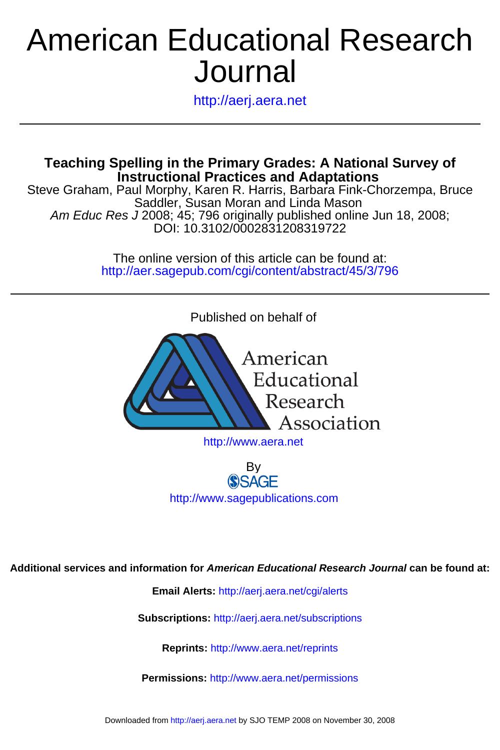# American Educational Research Journal

http://aerj.aera.net

## Teaching Spelling in the Primary Grades: A National Survey of Instructional Practices and Adaptations

Steve Graham, Paul Morphy, Karen R. Harris, Barbara Fink-Chorzempa, Bruce Saddler, Susan Moran and Linda Mason

*Am Educ Res J* 2008; 45; 796 originally published online Jun 18, 2008;
DOI: 10.3102/0002831208319722

The online version of this article can be found at:
http://aer.sagepub.com/cgi/content/abstract/45/3/796

Published on behalf of

American Educational Research Association

http://www.aera.net

By

SAGE

http://www.sagepublications.com

**Additional services and information for *American Educational Research Journal* can be found at:**

**Email Alerts:** http://aerj.aera.net/cgi/alerts

**Subscriptions:** http://aerj.aera.net/subscriptions

**Reprints:** http://www.aera.net/reprints

**Permissions:** http://www.aera.net/permissions

Downloaded from http://aerj.aera.net by SJO TEMP 2008 on November 30, 2008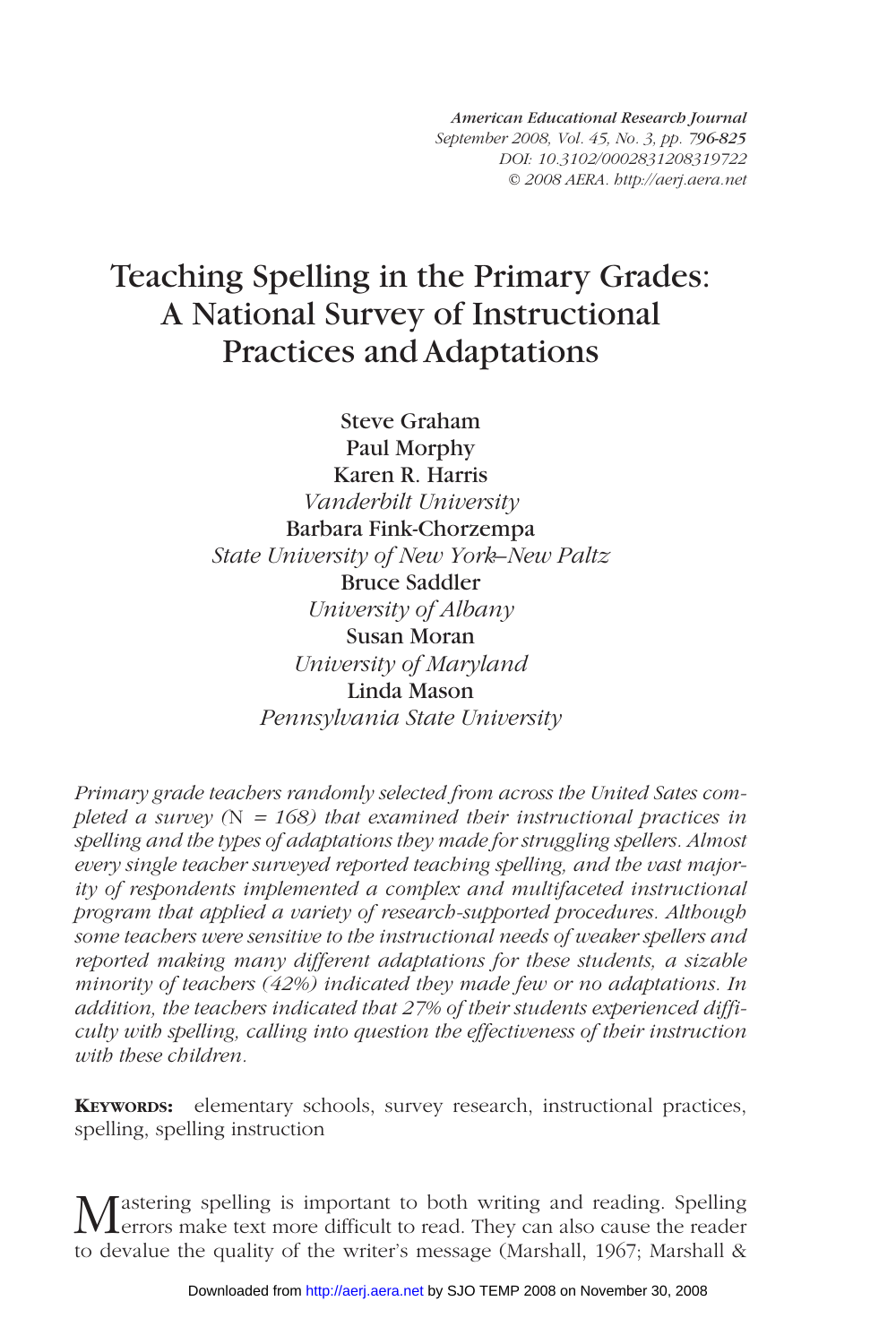# Teaching Spelling in the Primary Grades: A National Survey of Instructional Practices and Adaptations

Steve Graham
Paul Morphy
Karen R. Harris
*Vanderbilt University*
Barbara Fink-Chorzempa
*State University of New York–New Paltz*
Bruce Saddler
*University of Albany*
Susan Moran
*University of Maryland*
Linda Mason
*Pennsylvania State University*

*Primary grade teachers randomly selected from across the United Sates completed a survey (N = 168) that examined their instructional practices in spelling and the types of adaptations they made for struggling spellers. Almost every single teacher surveyed reported teaching spelling, and the vast majority of respondents implemented a complex and multifaceted instructional program that applied a variety of research-supported procedures. Although some teachers were sensitive to the instructional needs of weaker spellers and reported making many different adaptations for these students, a sizable minority of teachers (42%) indicated they made few or no adaptations. In addition, the teachers indicated that 27% of their students experienced difficulty with spelling, calling into question the effectiveness of their instruction with these children.*

**KEYWORDS:** elementary schools, survey research, instructional practices, spelling, spelling instruction

Mastering spelling is important to both writing and reading. Spelling errors make text more difficult to read. They can also cause the reader to devalue the quality of the writer's message (Marshall, 1967; Marshall &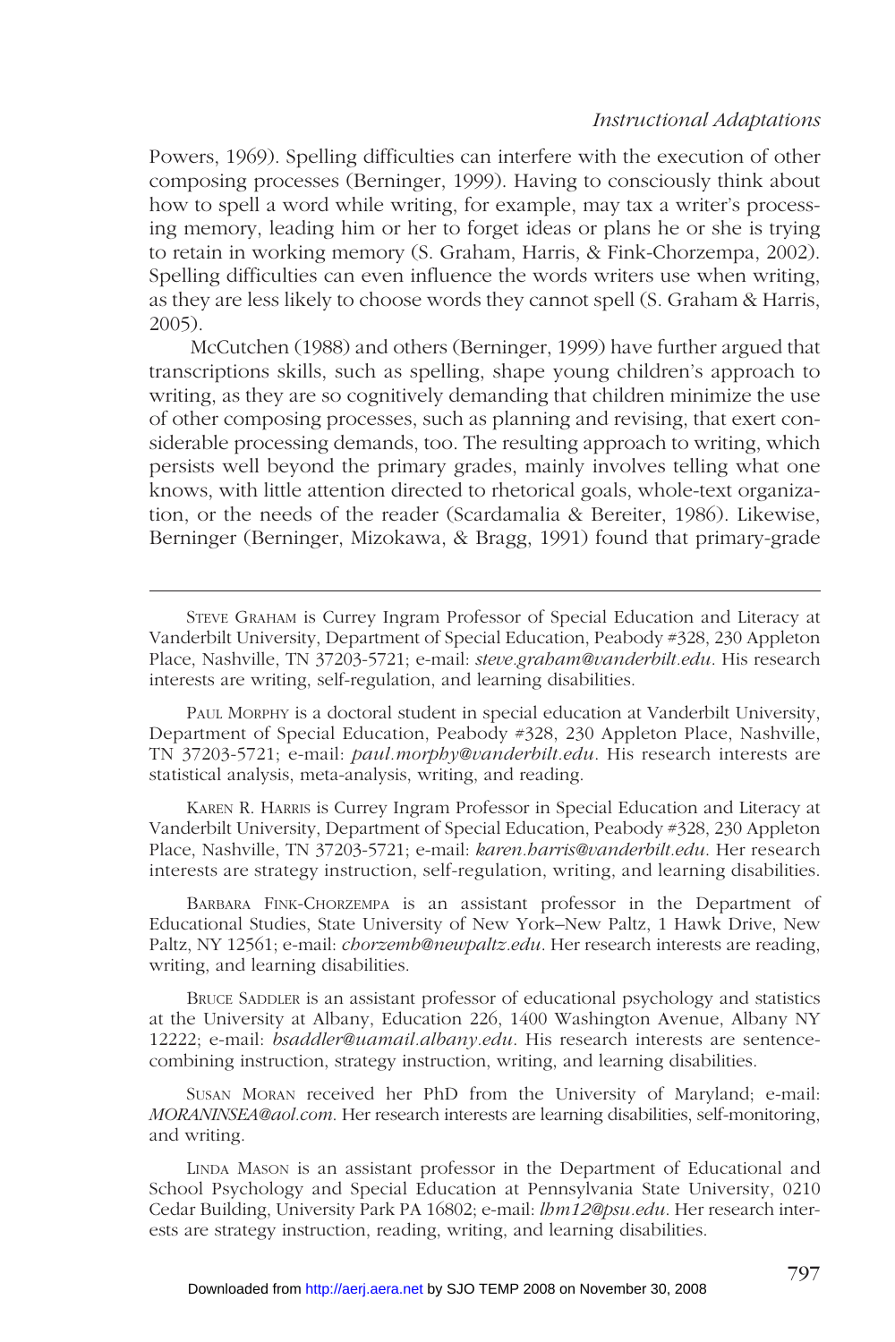Powers, 1969). Spelling difficulties can interfere with the execution of other composing processes (Berninger, 1999). Having to consciously think about how to spell a word while writing, for example, may tax a writer's processing memory, leading him or her to forget ideas or plans he or she is trying to retain in working memory (S. Graham, Harris, & Fink-Chorzempa, 2002). Spelling difficulties can even influence the words writers use when writing, as they are less likely to choose words they cannot spell (S. Graham & Harris, 2005).

McCutchen (1988) and others (Berninger, 1999) have further argued that transcriptions skills, such as spelling, shape young children's approach to writing, as they are so cognitively demanding that children minimize the use of other composing processes, such as planning and revising, that exert considerable processing demands, too. The resulting approach to writing, which persists well beyond the primary grades, mainly involves telling what one knows, with little attention directed to rhetorical goals, whole-text organization, or the needs of the reader (Scardamalia & Bereiter, 1986). Likewise, Berninger (Berninger, Mizokawa, & Bragg, 1991) found that primary-grade

---

Steve Graham is Currey Ingram Professor of Special Education and Literacy at Vanderbilt University, Department of Special Education, Peabody #328, 230 Appleton Place, Nashville, TN 37203-5721; e-mail: *steve.graham@vanderbilt.edu*. His research interests are writing, self-regulation, and learning disabilities.

Paul Morphy is a doctoral student in special education at Vanderbilt University, Department of Special Education, Peabody #328, 230 Appleton Place, Nashville, TN 37203-5721; e-mail: *paul.morphy@vanderbilt.edu*. His research interests are statistical analysis, meta-analysis, writing, and reading.

Karen R. Harris is Currey Ingram Professor in Special Education and Literacy at Vanderbilt University, Department of Special Education, Peabody #328, 230 Appleton Place, Nashville, TN 37203-5721; e-mail: *karen.harris@vanderbilt.edu*. Her research interests are strategy instruction, self-regulation, writing, and learning disabilities.

Barbara Fink-Chorzempa is an assistant professor in the Department of Educational Studies, State University of New York–New Paltz, 1 Hawk Drive, New Paltz, NY 12561; e-mail: *chorzemb@newpaltz.edu*. Her research interests are reading, writing, and learning disabilities.

Bruce Saddler is an assistant professor of educational psychology and statistics at the University at Albany, Education 226, 1400 Washington Avenue, Albany NY 12222; e-mail: *bsaddler@uamail.albany.edu*. His research interests are sentence-combining instruction, strategy instruction, writing, and learning disabilities.

Susan Moran received her PhD from the University of Maryland; e-mail: *MORANINSEA@aol.com*. Her research interests are learning disabilities, self-monitoring, and writing.

Linda Mason is an assistant professor in the Department of Educational and School Psychology and Special Education at Pennsylvania State University, 0210 Cedar Building, University Park PA 16802; e-mail: *lhm12@psu.edu*. Her research interests are strategy instruction, reading, writing, and learning disabilities.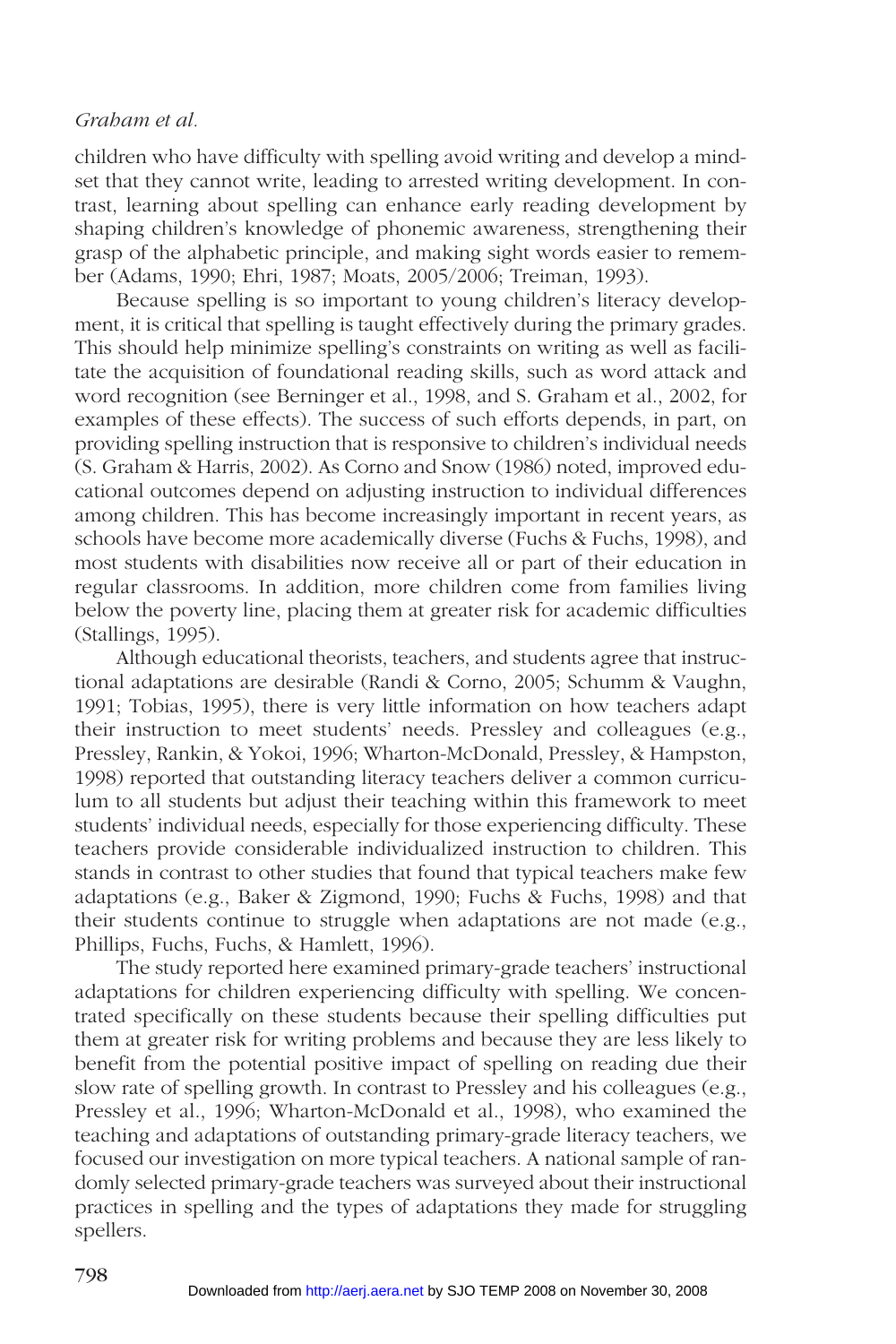children who have difficulty with spelling avoid writing and develop a mindset that they cannot write, leading to arrested writing development. In contrast, learning about spelling can enhance early reading development by shaping children's knowledge of phonemic awareness, strengthening their grasp of the alphabetic principle, and making sight words easier to remember (Adams, 1990; Ehri, 1987; Moats, 2005/2006; Treiman, 1993).

Because spelling is so important to young children's literacy development, it is critical that spelling is taught effectively during the primary grades. This should help minimize spelling's constraints on writing as well as facilitate the acquisition of foundational reading skills, such as word attack and word recognition (see Berninger et al., 1998, and S. Graham et al., 2002, for examples of these effects). The success of such efforts depends, in part, on providing spelling instruction that is responsive to children's individual needs (S. Graham & Harris, 2002). As Corno and Snow (1986) noted, improved educational outcomes depend on adjusting instruction to individual differences among children. This has become increasingly important in recent years, as schools have become more academically diverse (Fuchs & Fuchs, 1998), and most students with disabilities now receive all or part of their education in regular classrooms. In addition, more children come from families living below the poverty line, placing them at greater risk for academic difficulties (Stallings, 1995).

Although educational theorists, teachers, and students agree that instructional adaptations are desirable (Randi & Corno, 2005; Schumm & Vaughn, 1991; Tobias, 1995), there is very little information on how teachers adapt their instruction to meet students' needs. Pressley and colleagues (e.g., Pressley, Rankin, & Yokoi, 1996; Wharton-McDonald, Pressley, & Hampston, 1998) reported that outstanding literacy teachers deliver a common curriculum to all students but adjust their teaching within this framework to meet students' individual needs, especially for those experiencing difficulty. These teachers provide considerable individualized instruction to children. This stands in contrast to other studies that found that typical teachers make few adaptations (e.g., Baker & Zigmond, 1990; Fuchs & Fuchs, 1998) and that their students continue to struggle when adaptations are not made (e.g., Phillips, Fuchs, Fuchs, & Hamlett, 1996).

The study reported here examined primary-grade teachers' instructional adaptations for children experiencing difficulty with spelling. We concentrated specifically on these students because their spelling difficulties put them at greater risk for writing problems and because they are less likely to benefit from the potential positive impact of spelling on reading due their slow rate of spelling growth. In contrast to Pressley and his colleagues (e.g., Pressley et al., 1996; Wharton-McDonald et al., 1998), who examined the teaching and adaptations of outstanding primary-grade literacy teachers, we focused our investigation on more typical teachers. A national sample of randomly selected primary-grade teachers was surveyed about their instructional practices in spelling and the types of adaptations they made for struggling spellers.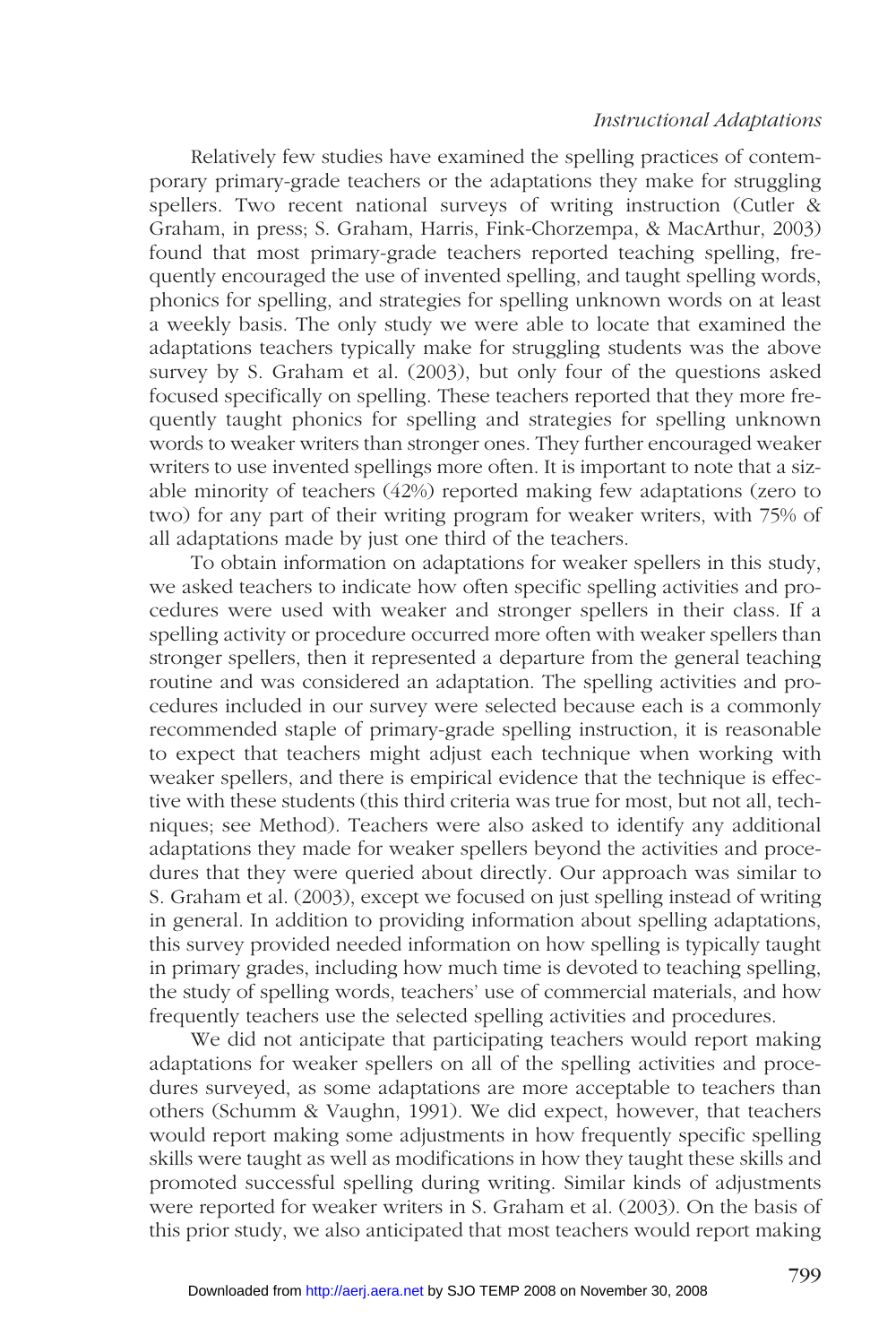Relatively few studies have examined the spelling practices of contemporary primary-grade teachers or the adaptations they make for struggling spellers. Two recent national surveys of writing instruction (Cutler & Graham, in press; S. Graham, Harris, Fink-Chorzempa, & MacArthur, 2003) found that most primary-grade teachers reported teaching spelling, frequently encouraged the use of invented spelling, and taught spelling words, phonics for spelling, and strategies for spelling unknown words on at least a weekly basis. The only study we were able to locate that examined the adaptations teachers typically make for struggling students was the above survey by S. Graham et al. (2003), but only four of the questions asked focused specifically on spelling. These teachers reported that they more frequently taught phonics for spelling and strategies for spelling unknown words to weaker writers than stronger ones. They further encouraged weaker writers to use invented spellings more often. It is important to note that a sizable minority of teachers (42%) reported making few adaptations (zero to two) for any part of their writing program for weaker writers, with 75% of all adaptations made by just one third of the teachers.

To obtain information on adaptations for weaker spellers in this study, we asked teachers to indicate how often specific spelling activities and procedures were used with weaker and stronger spellers in their class. If a spelling activity or procedure occurred more often with weaker spellers than stronger spellers, then it represented a departure from the general teaching routine and was considered an adaptation. The spelling activities and procedures included in our survey were selected because each is a commonly recommended staple of primary-grade spelling instruction, it is reasonable to expect that teachers might adjust each technique when working with weaker spellers, and there is empirical evidence that the technique is effective with these students (this third criteria was true for most, but not all, techniques; see Method). Teachers were also asked to identify any additional adaptations they made for weaker spellers beyond the activities and procedures that they were queried about directly. Our approach was similar to S. Graham et al. (2003), except we focused on just spelling instead of writing in general. In addition to providing information about spelling adaptations, this survey provided needed information on how spelling is typically taught in primary grades, including how much time is devoted to teaching spelling, the study of spelling words, teachers' use of commercial materials, and how frequently teachers use the selected spelling activities and procedures.

We did not anticipate that participating teachers would report making adaptations for weaker spellers on all of the spelling activities and procedures surveyed, as some adaptations are more acceptable to teachers than others (Schumm & Vaughn, 1991). We did expect, however, that teachers would report making some adjustments in how frequently specific spelling skills were taught as well as modifications in how they taught these skills and promoted successful spelling during writing. Similar kinds of adjustments were reported for weaker writers in S. Graham et al. (2003). On the basis of this prior study, we also anticipated that most teachers would report making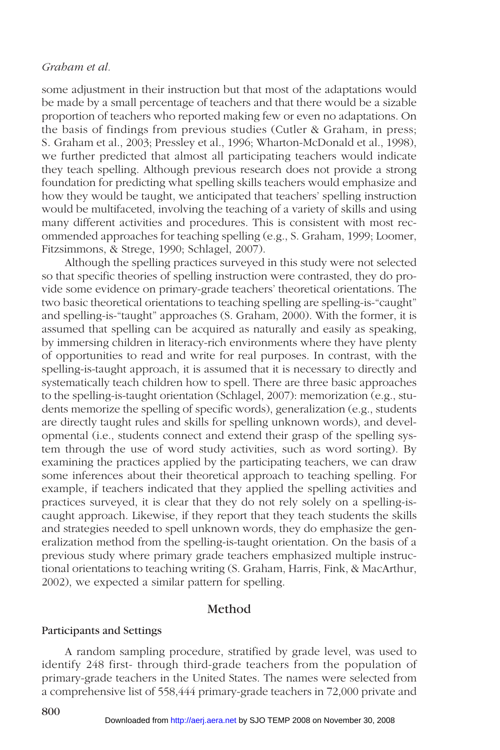some adjustment in their instruction but that most of the adaptations would be made by a small percentage of teachers and that there would be a sizable proportion of teachers who reported making few or even no adaptations. On the basis of findings from previous studies (Cutler & Graham, in press; S. Graham et al., 2003; Pressley et al., 1996; Wharton-McDonald et al., 1998), we further predicted that almost all participating teachers would indicate they teach spelling. Although previous research does not provide a strong foundation for predicting what spelling skills teachers would emphasize and how they would be taught, we anticipated that teachers' spelling instruction would be multifaceted, involving the teaching of a variety of skills and using many different activities and procedures. This is consistent with most recommended approaches for teaching spelling (e.g., S. Graham, 1999; Loomer, Fitzsimmons, & Strege, 1990; Schlagel, 2007).

Although the spelling practices surveyed in this study were not selected so that specific theories of spelling instruction were contrasted, they do provide some evidence on primary-grade teachers' theoretical orientations. The two basic theoretical orientations to teaching spelling are spelling-is-"caught" and spelling-is-"taught" approaches (S. Graham, 2000). With the former, it is assumed that spelling can be acquired as naturally and easily as speaking, by immersing children in literacy-rich environments where they have plenty of opportunities to read and write for real purposes. In contrast, with the spelling-is-taught approach, it is assumed that it is necessary to directly and systematically teach children how to spell. There are three basic approaches to the spelling-is-taught orientation (Schlagel, 2007): memorization (e.g., students memorize the spelling of specific words), generalization (e.g., students are directly taught rules and skills for spelling unknown words), and developmental (i.e., students connect and extend their grasp of the spelling system through the use of word study activities, such as word sorting). By examining the practices applied by the participating teachers, we can draw some inferences about their theoretical approach to teaching spelling. For example, if teachers indicated that they applied the spelling activities and practices surveyed, it is clear that they do not rely solely on a spelling-is-caught approach. Likewise, if they report that they teach students the skills and strategies needed to spell unknown words, they do emphasize the generalization method from the spelling-is-taught orientation. On the basis of a previous study where primary grade teachers emphasized multiple instructional orientations to teaching writing (S. Graham, Harris, Fink, & MacArthur, 2002), we expected a similar pattern for spelling.

## Method

### Participants and Settings

A random sampling procedure, stratified by grade level, was used to identify 248 first- through third-grade teachers from the population of primary-grade teachers in the United States. The names were selected from a comprehensive list of 558,444 primary-grade teachers in 72,000 private and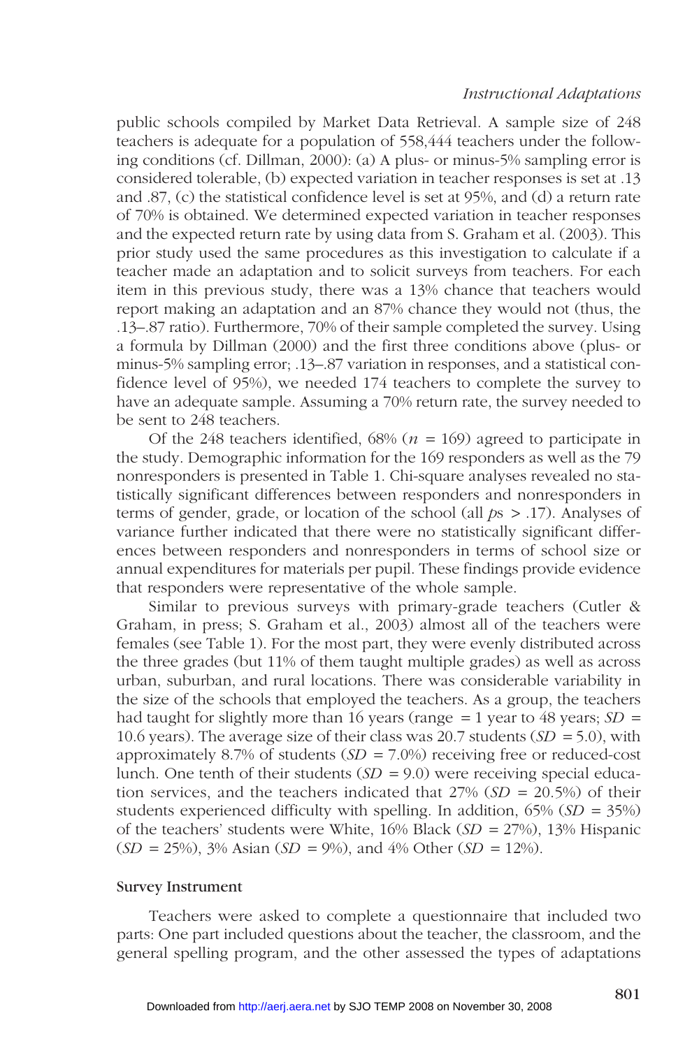public schools compiled by Market Data Retrieval. A sample size of 248 teachers is adequate for a population of 558,444 teachers under the following conditions (cf. Dillman, 2000): (a) A plus- or minus-5% sampling error is considered tolerable, (b) expected variation in teacher responses is set at .13 and .87, (c) the statistical confidence level is set at 95%, and (d) a return rate of 70% is obtained. We determined expected variation in teacher responses and the expected return rate by using data from S. Graham et al. (2003). This prior study used the same procedures as this investigation to calculate if a teacher made an adaptation and to solicit surveys from teachers. For each item in this previous study, there was a 13% chance that teachers would report making an adaptation and an 87% chance they would not (thus, the .13–.87 ratio). Furthermore, 70% of their sample completed the survey. Using a formula by Dillman (2000) and the first three conditions above (plus- or minus-5% sampling error; .13–.87 variation in responses, and a statistical confidence level of 95%), we needed 174 teachers to complete the survey to have an adequate sample. Assuming a 70% return rate, the survey needed to be sent to 248 teachers.

Of the 248 teachers identified, 68% ($n$ = 169) agreed to participate in the study. Demographic information for the 169 responders as well as the 79 nonresponders is presented in Table 1. Chi-square analyses revealed no statistically significant differences between responders and nonresponders in terms of gender, grade, or location of the school (all $p$s > .17). Analyses of variance further indicated that there were no statistically significant differences between responders and nonresponders in terms of school size or annual expenditures for materials per pupil. These findings provide evidence that responders were representative of the whole sample.

Similar to previous surveys with primary-grade teachers (Cutler & Graham, in press; S. Graham et al., 2003) almost all of the teachers were females (see Table 1). For the most part, they were evenly distributed across the three grades (but 11% of them taught multiple grades) as well as across urban, suburban, and rural locations. There was considerable variability in the size of the schools that employed the teachers. As a group, the teachers had taught for slightly more than 16 years (range = 1 year to 48 years; $SD$ = 10.6 years). The average size of their class was 20.7 students ($SD$ = 5.0), with approximately 8.7% of students ($SD$ = 7.0%) receiving free or reduced-cost lunch. One tenth of their students ($SD$ = 9.0) were receiving special education services, and the teachers indicated that 27% ($SD$ = 20.5%) of their students experienced difficulty with spelling. In addition, 65% ($SD$ = 35%) of the teachers' students were White, 16% Black ($SD$ = 27%), 13% Hispanic ($SD$ = 25%), 3% Asian ($SD$ = 9%), and 4% Other ($SD$ = 12%).

### Survey Instrument

Teachers were asked to complete a questionnaire that included two parts: One part included questions about the teacher, the classroom, and the general spelling program, and the other assessed the types of adaptations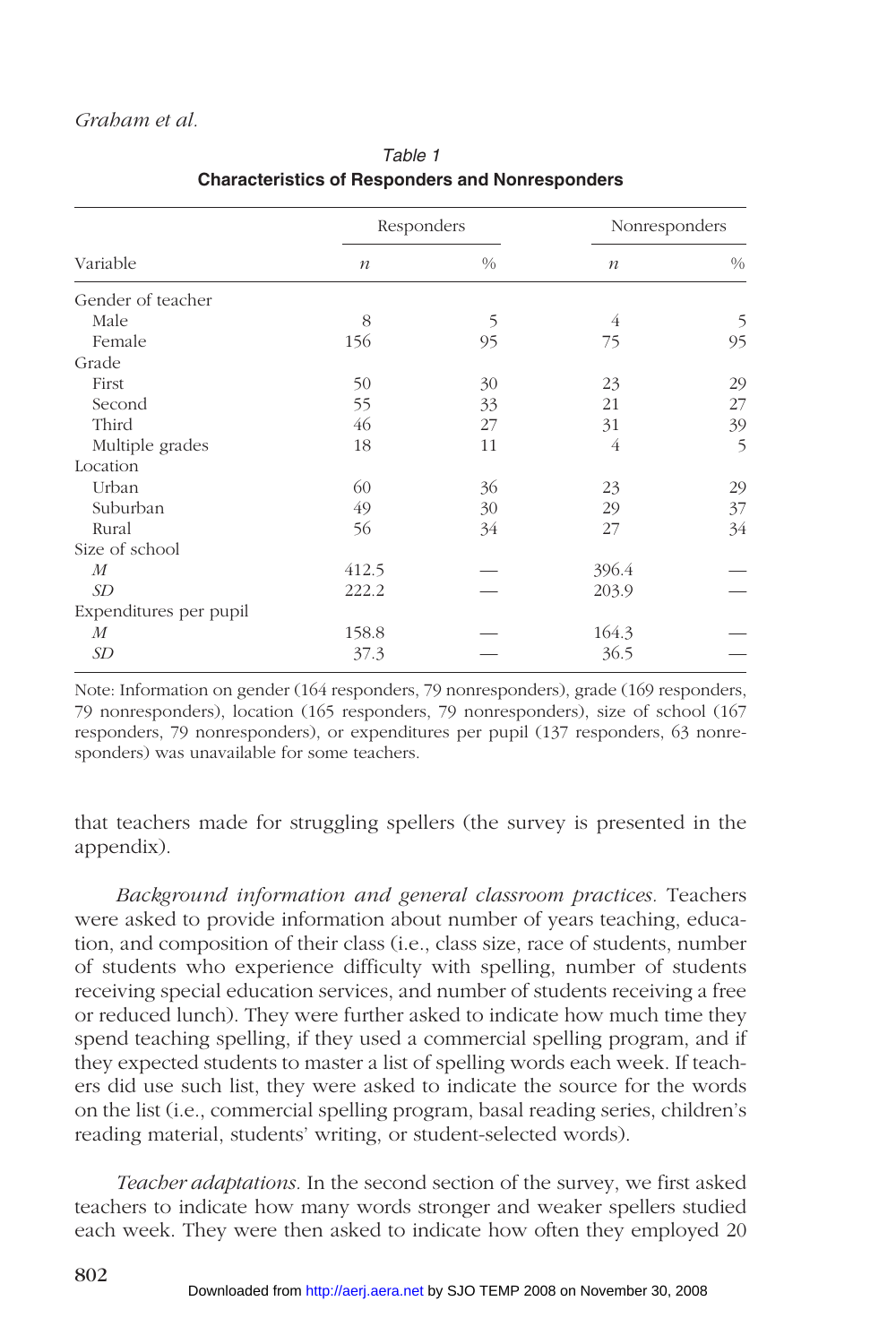*Table 1*
**Characteristics of Responders and Nonresponders**

| Variable | Responders | | Nonresponders | |
|---|---|---|---|---|
| | *n* | % | *n* | % |
| Gender of teacher | | | | |
| Male | 8 | 5 | 4 | 5 |
| Female | 156 | 95 | 75 | 95 |
| Grade | | | | |
| First | 50 | 30 | 23 | 29 |
| Second | 55 | 33 | 21 | 27 |
| Third | 46 | 27 | 31 | 39 |
| Multiple grades | 18 | 11 | 4 | 5 |
| Location | | | | |
| Urban | 60 | 36 | 23 | 29 |
| Suburban | 49 | 30 | 29 | 37 |
| Rural | 56 | 34 | 27 | 34 |
| Size of school | | | | |
| *M* | 412.5 | — | 396.4 | — |
| *SD* | 222.2 | — | 203.9 | — |
| Expenditures per pupil | | | | |
| *M* | 158.8 | — | 164.3 | — |
| *SD* | 37.3 | — | 36.5 | — |

Note: Information on gender (164 responders, 79 nonresponders), grade (169 responders, 79 nonresponders), location (165 responders, 79 nonresponders), size of school (167 responders, 79 nonresponders), or expenditures per pupil (137 responders, 63 nonresponders) was unavailable for some teachers.

that teachers made for struggling spellers (the survey is presented in the appendix).

*Background information and general classroom practices.* Teachers were asked to provide information about number of years teaching, education, and composition of their class (i.e., class size, race of students, number of students who experience difficulty with spelling, number of students receiving special education services, and number of students receiving a free or reduced lunch). They were further asked to indicate how much time they spend teaching spelling, if they used a commercial spelling program, and if they expected students to master a list of spelling words each week. If teachers did use such list, they were asked to indicate the source for the words on the list (i.e., commercial spelling program, basal reading series, children's reading material, students' writing, or student-selected words).

*Teacher adaptations.* In the second section of the survey, we first asked teachers to indicate how many words stronger and weaker spellers studied each week. They were then asked to indicate how often they employed 20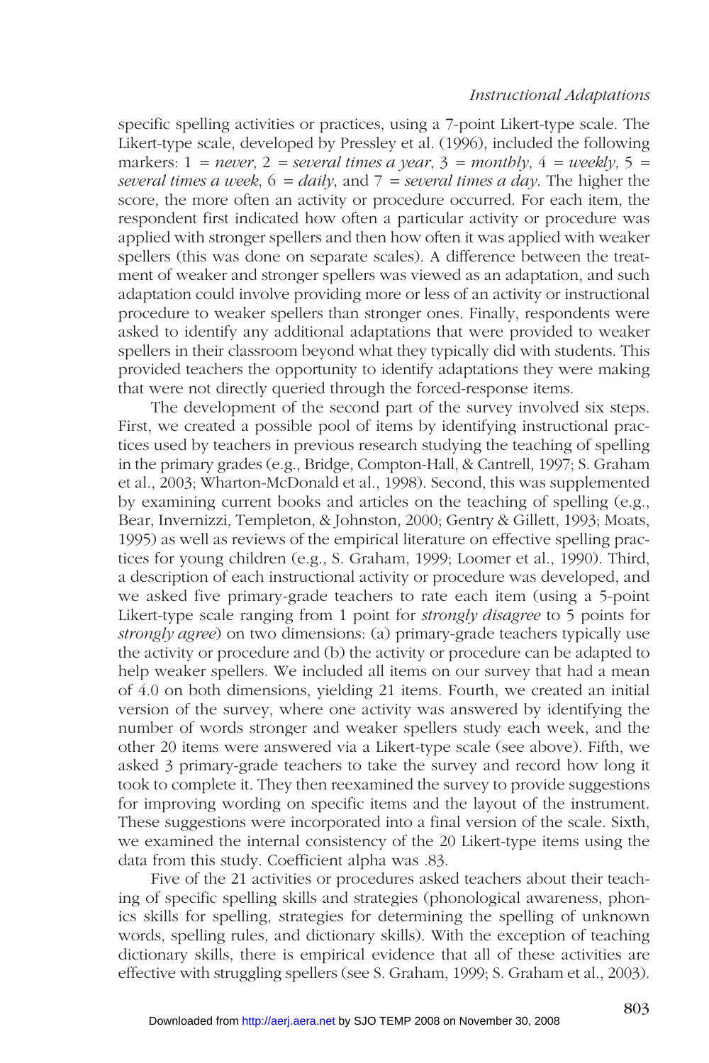specific spelling activities or practices, using a 7-point Likert-type scale. The Likert-type scale, developed by Pressley et al. (1996), included the following markers: 1 = *never*, 2 = *several times a year*, 3 = *monthly*, 4 = *weekly*, 5 = *several times a week*, 6 = *daily*, and 7 = *several times a day*. The higher the score, the more often an activity or procedure occurred. For each item, the respondent first indicated how often a particular activity or procedure was applied with stronger spellers and then how often it was applied with weaker spellers (this was done on separate scales). A difference between the treatment of weaker and stronger spellers was viewed as an adaptation, and such adaptation could involve providing more or less of an activity or instructional procedure to weaker spellers than stronger ones. Finally, respondents were asked to identify any additional adaptations that were provided to weaker spellers in their classroom beyond what they typically did with students. This provided teachers the opportunity to identify adaptations they were making that were not directly queried through the forced-response items.

The development of the second part of the survey involved six steps. First, we created a possible pool of items by identifying instructional practices used by teachers in previous research studying the teaching of spelling in the primary grades (e.g., Bridge, Compton-Hall, & Cantrell, 1997; S. Graham et al., 2003; Wharton-McDonald et al., 1998). Second, this was supplemented by examining current books and articles on the teaching of spelling (e.g., Bear, Invernizzi, Templeton, & Johnston, 2000; Gentry & Gillett, 1993; Moats, 1995) as well as reviews of the empirical literature on effective spelling practices for young children (e.g., S. Graham, 1999; Loomer et al., 1990). Third, a description of each instructional activity or procedure was developed, and we asked five primary-grade teachers to rate each item (using a 5-point Likert-type scale ranging from 1 point for *strongly disagree* to 5 points for *strongly agree*) on two dimensions: (a) primary-grade teachers typically use the activity or procedure and (b) the activity or procedure can be adapted to help weaker spellers. We included all items on our survey that had a mean of 4.0 on both dimensions, yielding 21 items. Fourth, we created an initial version of the survey, where one activity was answered by identifying the number of words stronger and weaker spellers study each week, and the other 20 items were answered via a Likert-type scale (see above). Fifth, we asked 3 primary-grade teachers to take the survey and record how long it took to complete it. They then reexamined the survey to provide suggestions for improving wording on specific items and the layout of the instrument. These suggestions were incorporated into a final version of the scale. Sixth, we examined the internal consistency of the 20 Likert-type items using the data from this study. Coefficient alpha was .83.

Five of the 21 activities or procedures asked teachers about their teaching of specific spelling skills and strategies (phonological awareness, phonics skills for spelling, strategies for determining the spelling of unknown words, spelling rules, and dictionary skills). With the exception of teaching dictionary skills, there is empirical evidence that all of these activities are effective with struggling spellers (see S. Graham, 1999; S. Graham et al., 2003).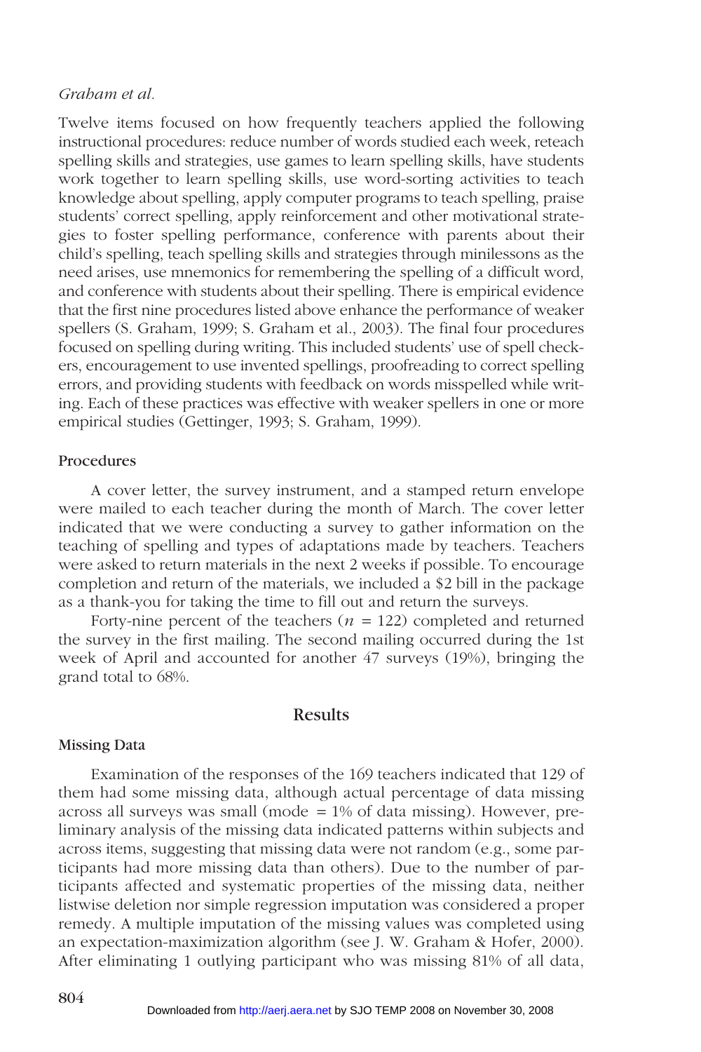Twelve items focused on how frequently teachers applied the following instructional procedures: reduce number of words studied each week, reteach spelling skills and strategies, use games to learn spelling skills, have students work together to learn spelling skills, use word-sorting activities to teach knowledge about spelling, apply computer programs to teach spelling, praise students' correct spelling, apply reinforcement and other motivational strategies to foster spelling performance, conference with parents about their child's spelling, teach spelling skills and strategies through minilessons as the need arises, use mnemonics for remembering the spelling of a difficult word, and conference with students about their spelling. There is empirical evidence that the first nine procedures listed above enhance the performance of weaker spellers (S. Graham, 1999; S. Graham et al., 2003). The final four procedures focused on spelling during writing. This included students' use of spell checkers, encouragement to use invented spellings, proofreading to correct spelling errors, and providing students with feedback on words misspelled while writing. Each of these practices was effective with weaker spellers in one or more empirical studies (Gettinger, 1993; S. Graham, 1999).

### Procedures

A cover letter, the survey instrument, and a stamped return envelope were mailed to each teacher during the month of March. The cover letter indicated that we were conducting a survey to gather information on the teaching of spelling and types of adaptations made by teachers. Teachers were asked to return materials in the next 2 weeks if possible. To encourage completion and return of the materials, we included a $2 bill in the package as a thank-you for taking the time to fill out and return the surveys.

Forty-nine percent of the teachers ($n$ = 122) completed and returned the survey in the first mailing. The second mailing occurred during the 1st week of April and accounted for another 47 surveys (19%), bringing the grand total to 68%.

## Results

### Missing Data

Examination of the responses of the 169 teachers indicated that 129 of them had some missing data, although actual percentage of data missing across all surveys was small (mode = 1% of data missing). However, preliminary analysis of the missing data indicated patterns within subjects and across items, suggesting that missing data were not random (e.g., some participants had more missing data than others). Due to the number of participants affected and systematic properties of the missing data, neither listwise deletion nor simple regression imputation was considered a proper remedy. A multiple imputation of the missing values was completed using an expectation-maximization algorithm (see J. W. Graham & Hofer, 2000). After eliminating 1 outlying participant who was missing 81% of all data,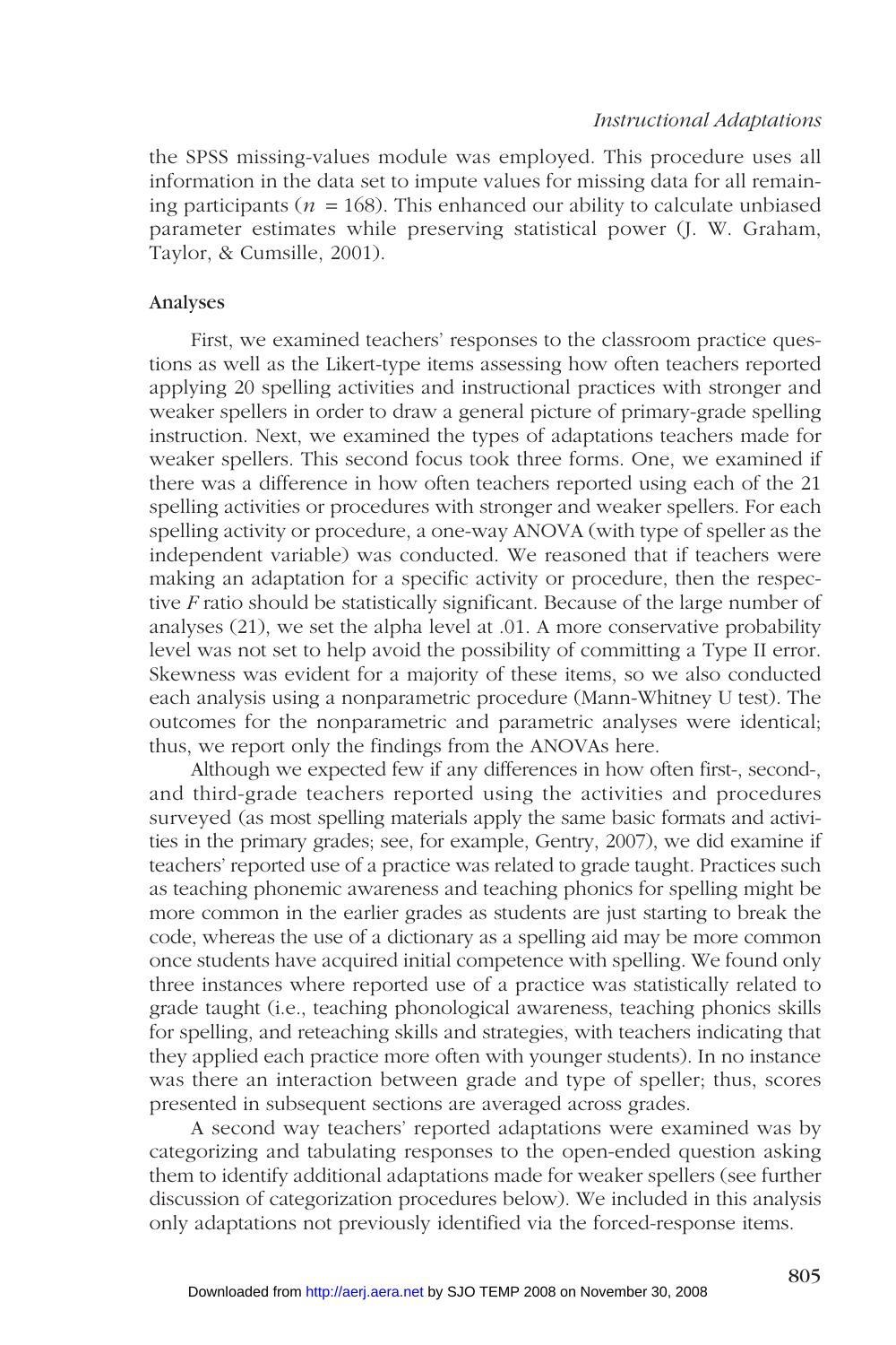the SPSS missing-values module was employed. This procedure uses all information in the data set to impute values for missing data for all remaining participants ($n$ = 168). This enhanced our ability to calculate unbiased parameter estimates while preserving statistical power (J. W. Graham, Taylor, & Cumsille, 2001).

### Analyses

First, we examined teachers' responses to the classroom practice questions as well as the Likert-type items assessing how often teachers reported applying 20 spelling activities and instructional practices with stronger and weaker spellers in order to draw a general picture of primary-grade spelling instruction. Next, we examined the types of adaptations teachers made for weaker spellers. This second focus took three forms. One, we examined if there was a difference in how often teachers reported using each of the 21 spelling activities or procedures with stronger and weaker spellers. For each spelling activity or procedure, a one-way ANOVA (with type of speller as the independent variable) was conducted. We reasoned that if teachers were making an adaptation for a specific activity or procedure, then the respective $F$ ratio should be statistically significant. Because of the large number of analyses (21), we set the alpha level at .01. A more conservative probability level was not set to help avoid the possibility of committing a Type II error. Skewness was evident for a majority of these items, so we also conducted each analysis using a nonparametric procedure (Mann-Whitney U test). The outcomes for the nonparametric and parametric analyses were identical; thus, we report only the findings from the ANOVAs here.

Although we expected few if any differences in how often first-, second-, and third-grade teachers reported using the activities and procedures surveyed (as most spelling materials apply the same basic formats and activities in the primary grades; see, for example, Gentry, 2007), we did examine if teachers' reported use of a practice was related to grade taught. Practices such as teaching phonemic awareness and teaching phonics for spelling might be more common in the earlier grades as students are just starting to break the code, whereas the use of a dictionary as a spelling aid may be more common once students have acquired initial competence with spelling. We found only three instances where reported use of a practice was statistically related to grade taught (i.e., teaching phonological awareness, teaching phonics skills for spelling, and reteaching skills and strategies, with teachers indicating that they applied each practice more often with younger students). In no instance was there an interaction between grade and type of speller; thus, scores presented in subsequent sections are averaged across grades.

A second way teachers' reported adaptations were examined was by categorizing and tabulating responses to the open-ended question asking them to identify additional adaptations made for weaker spellers (see further discussion of categorization procedures below). We included in this analysis only adaptations not previously identified via the forced-response items.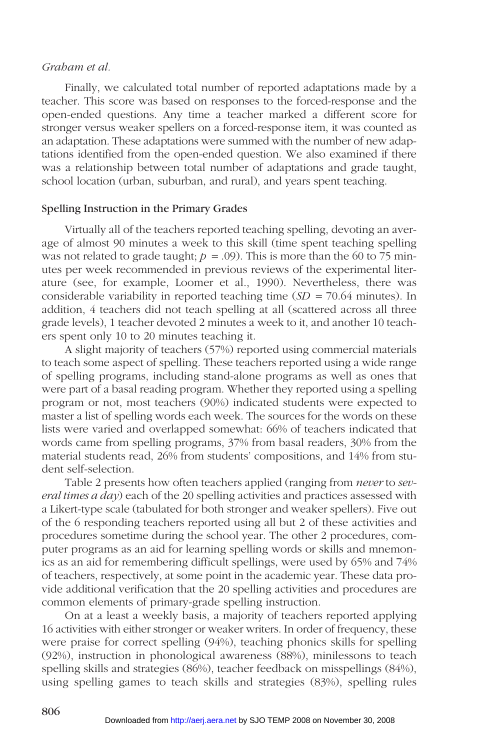Finally, we calculated total number of reported adaptations made by a teacher. This score was based on responses to the forced-response and the open-ended questions. Any time a teacher marked a different score for stronger versus weaker spellers on a forced-response item, it was counted as an adaptation. These adaptations were summed with the number of new adaptations identified from the open-ended question. We also examined if there was a relationship between total number of adaptations and grade taught, school location (urban, suburban, and rural), and years spent teaching.

### Spelling Instruction in the Primary Grades

Virtually all of the teachers reported teaching spelling, devoting an average of almost 90 minutes a week to this skill (time spent teaching spelling was not related to grade taught; $p = .09$). This is more than the 60 to 75 minutes per week recommended in previous reviews of the experimental literature (see, for example, Loomer et al., 1990). Nevertheless, there was considerable variability in reported teaching time ($SD = 70.64$ minutes). In addition, 4 teachers did not teach spelling at all (scattered across all three grade levels), 1 teacher devoted 2 minutes a week to it, and another 10 teachers spent only 10 to 20 minutes teaching it.

A slight majority of teachers (57%) reported using commercial materials to teach some aspect of spelling. These teachers reported using a wide range of spelling programs, including stand-alone programs as well as ones that were part of a basal reading program. Whether they reported using a spelling program or not, most teachers (90%) indicated students were expected to master a list of spelling words each week. The sources for the words on these lists were varied and overlapped somewhat: 66% of teachers indicated that words came from spelling programs, 37% from basal readers, 30% from the material students read, 26% from students' compositions, and 14% from student self-selection.

Table 2 presents how often teachers applied (ranging from *never* to *several times a day*) each of the 20 spelling activities and practices assessed with a Likert-type scale (tabulated for both stronger and weaker spellers). Five out of the 6 responding teachers reported using all but 2 of these activities and procedures sometime during the school year. The other 2 procedures, computer programs as an aid for learning spelling words or skills and mnemonics as an aid for remembering difficult spellings, were used by 65% and 74% of teachers, respectively, at some point in the academic year. These data provide additional verification that the 20 spelling activities and procedures are common elements of primary-grade spelling instruction.

On at a least a weekly basis, a majority of teachers reported applying 16 activities with either stronger or weaker writers. In order of frequency, these were praise for correct spelling (94%), teaching phonics skills for spelling (92%), instruction in phonological awareness (88%), minilessons to teach spelling skills and strategies (86%), teacher feedback on misspellings (84%), using spelling games to teach skills and strategies (83%), spelling rules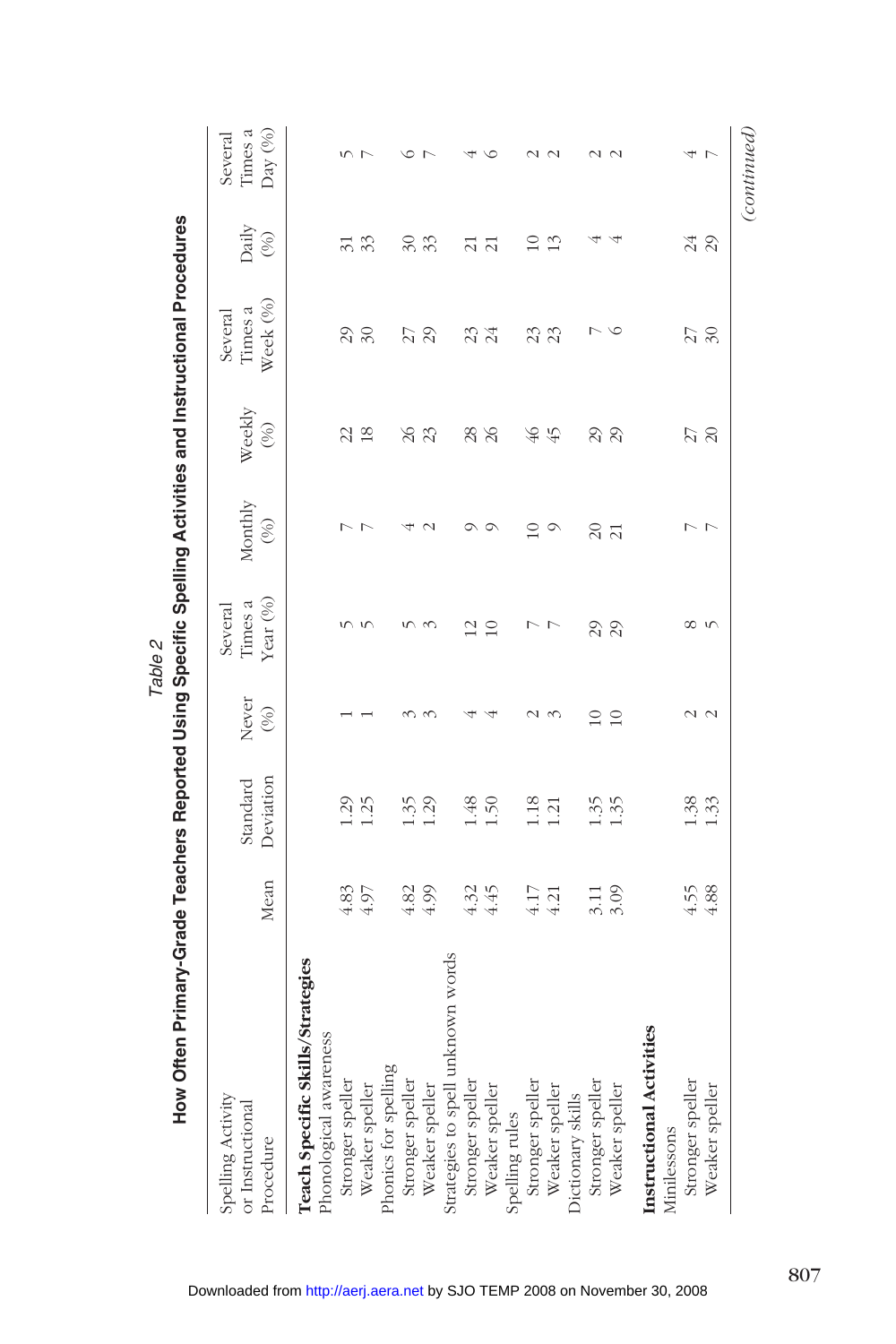*Table 2*

**How Often Primary-Grade Teachers Reported Using Specific Spelling Activities and Instructional Procedures**

| Spelling Activity or Instructional Procedure | Mean | Standard Deviation | Never (%) | Several Times a Year (%) | Monthly (%) | Weekly (%) | Several Times a Week (%) | Daily (%) | Several Times a Day (%) |
|---|---|---|---|---|---|---|---|---|---|
| **Teach Specific Skills/Strategies** | | | | | | | | | |
| Phonological awareness | | | | | | | | | |
| Stronger speller | 4.83 | 1.29 | 1 | 5 | 7 | 22 | 29 | 31 | 5 |
| Weaker speller | 4.97 | 1.25 | 1 | 5 | 7 | 18 | 30 | 33 | 7 |
| Phonics for spelling | | | | | | | | | |
| Stronger speller | 4.82 | 1.35 | 3 | 5 | 4 | 26 | 27 | 30 | 6 |
| Weaker speller | 4.99 | 1.29 | 3 | 3 | 2 | 23 | 29 | 33 | 7 |
| Strategies to spell unknown words | | | | | | | | | |
| Stronger speller | 4.32 | 1.48 | 4 | 12 | 9 | 28 | 23 | 21 | 4 |
| Weaker speller | 4.45 | 1.50 | 4 | 10 | 9 | 26 | 24 | 21 | 6 |
| Spelling rules | | | | | | | | | |
| Stronger speller | 4.17 | 1.18 | 2 | 7 | 10 | 46 | 23 | 10 | 2 |
| Weaker speller | 4.21 | 1.21 | 3 | 7 | 9 | 45 | 23 | 13 | 2 |
| Dictionary skills | | | | | | | | | |
| Stronger speller | 3.11 | 1.35 | 10 | 29 | 20 | 29 | 7 | 4 | 2 |
| Weaker speller | 3.09 | 1.35 | 10 | 29 | 21 | 29 | 6 | 4 | 2 |
| **Instructional Activities** | | | | | | | | | |
| Minilessons | | | | | | | | | |
| Stronger speller | 4.55 | 1.38 | 2 | 8 | 7 | 27 | 27 | 24 | 4 |
| Weaker speller | 4.88 | 1.33 | 2 | 5 | 7 | 20 | 30 | 29 | 7 |

*(continued)*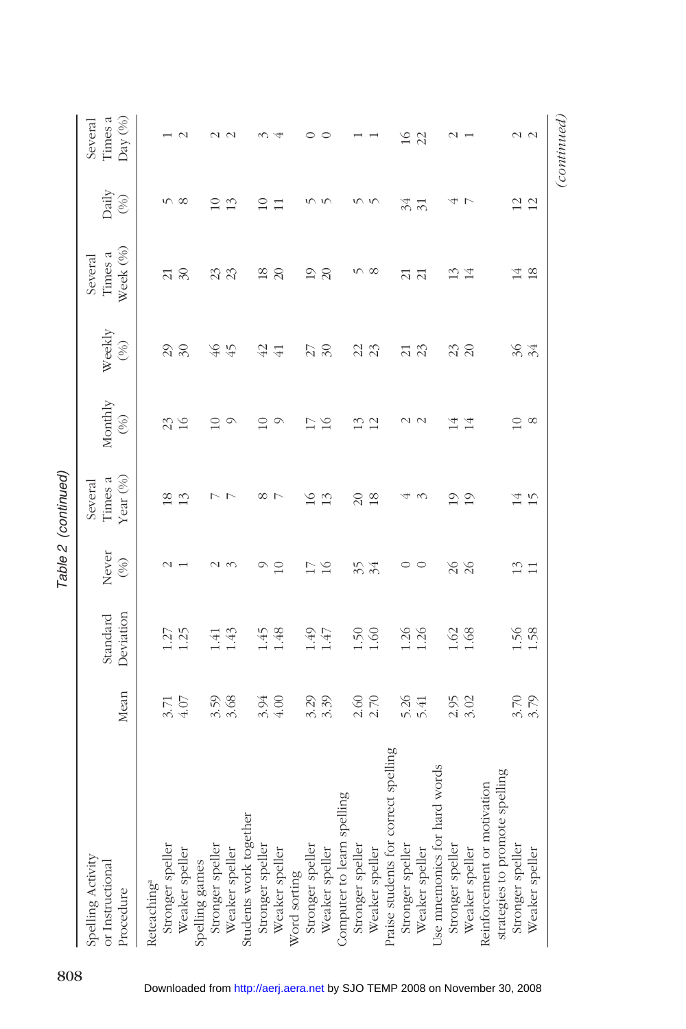*Table 2 (continued)*

| Spelling Activity or Instructional Procedure | Mean | Standard Deviation | Never (%) | Several Times a Year (%) | Monthly (%) | Weekly (%) | Several Times a Week (%) | Daily (%) | Several Times a Day (%) |
|---|---|---|---|---|---|---|---|---|---|
| Reteaching[a] | | | | | | | | | |
| Stronger speller | 3.71 | 1.27 | 2 | 18 | 23 | 29 | 21 | 5 | 1 |
| Weaker speller | 4.07 | 1.25 | 1 | 13 | 16 | 30 | 30 | 8 | 2 |
| Spelling games | | | | | | | | | |
| Stronger speller | 3.59 | 1.41 | 2 | 7 | 10 | 46 | 23 | 10 | 2 |
| Weaker speller | 3.68 | 1.43 | 3 | 7 | 9 | 45 | 23 | 13 | 2 |
| Students work together | | | | | | | | | |
| Stronger speller | 3.94 | 1.45 | 9 | 8 | 10 | 42 | 18 | 10 | 3 |
| Weaker speller | 4.00 | 1.48 | 10 | 7 | 9 | 41 | 20 | 11 | 4 |
| Word sorting | | | | | | | | | |
| Stronger speller | 3.29 | 1.49 | 17 | 16 | 17 | 27 | 19 | 5 | 0 |
| Weaker speller | 3.39 | 1.47 | 16 | 13 | 16 | 30 | 20 | 5 | 0 |
| Computer to learn spelling | | | | | | | | | |
| Stronger speller | 2.60 | 1.50 | 35 | 20 | 13 | 22 | 5 | 5 | 1 |
| Weaker speller | 2.70 | 1.60 | 34 | 18 | 12 | 23 | 8 | 5 | 1 |
| Praise students for correct spelling | | | | | | | | | |
| Stronger speller | 5.26 | 1.26 | 0 | 4 | 2 | 21 | 21 | 34 | 16 |
| Weaker speller | 5.41 | 1.26 | 0 | 3 | 2 | 23 | 21 | 31 | 22 |
| Use mnemonics for hard words | | | | | | | | | |
| Stronger speller | 2.95 | 1.62 | 26 | 19 | 14 | 23 | 13 | 4 | 2 |
| Weaker speller | 3.02 | 1.68 | 26 | 19 | 14 | 20 | 14 | 7 | 1 |
| Reinforcement or motivation strategies to promote spelling | | | | | | | | | |
| Stronger speller | 3.70 | 1.56 | 13 | 14 | 10 | 36 | 14 | 12 | 2 |
| Weaker speller | 3.79 | 1.58 | 11 | 15 | 8 | 34 | 18 | 12 | 2 |

*(continued)*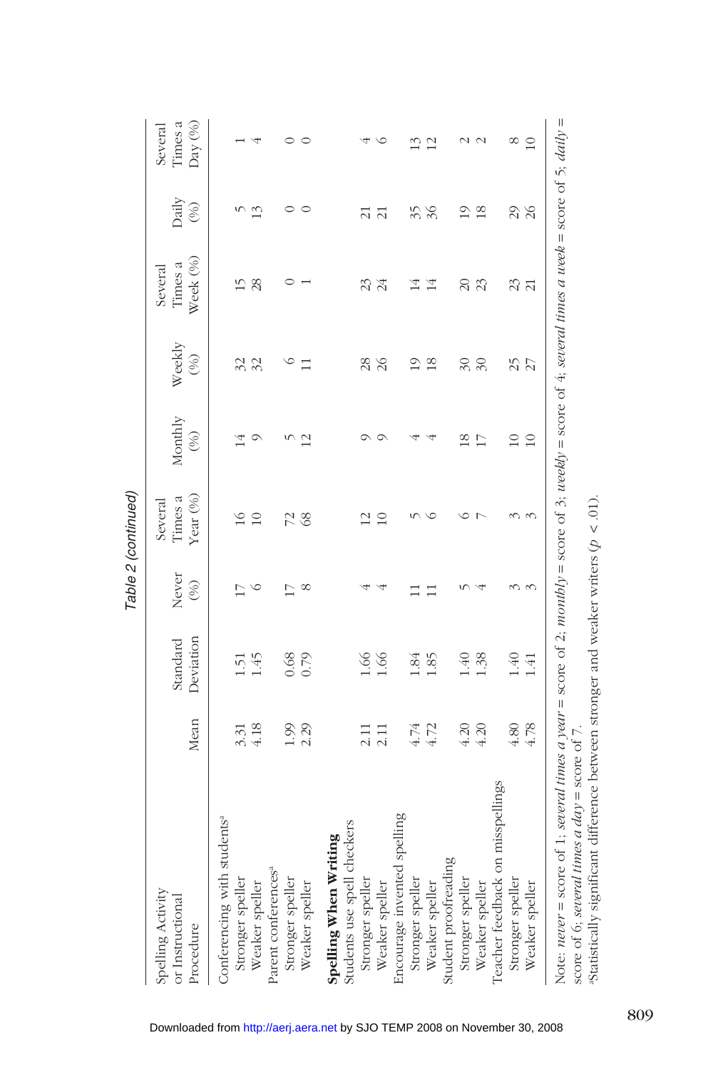*Table 2 (continued)*

| Spelling Activity or Instructional Procedure | Mean | Standard Deviation | Never (%) | Several Times a Year (%) | Monthly (%) | Weekly (%) | Several Times a Week (%) | Daily (%) | Several Times a Day (%) |
|---|---|---|---|---|---|---|---|---|---|
| Conferencing with students[a] | | | | | | | | | |
| Stronger speller | 3.31 | 1.51 | 17 | 16 | 14 | 32 | 15 | 5 | 1 |
| Weaker speller | 4.18 | 1.45 | 6 | 10 | 9 | 32 | 28 | 13 | 4 |
| Parent conferences[a] | | | | | | | | | |
| Stronger speller | 1.99 | 0.68 | 17 | 72 | 5 | 6 | 0 | 0 | 0 |
| Weaker speller | 2.29 | 0.79 | 8 | 68 | 12 | 11 | 1 | 0 | 0 |
| **Spelling When Writing** | | | | | | | | | |
| Students use spell checkers | | | | | | | | | |
| Stronger speller | 2.11 | 1.66 | 4 | 12 | 9 | 28 | 23 | 21 | 4 |
| Weaker speller | 2.11 | 1.66 | 4 | 10 | 9 | 26 | 24 | 21 | 6 |
| Encourage invented spelling | | | | | | | | | |
| Stronger speller | 4.74 | 1.84 | 11 | 5 | 4 | 19 | 14 | 35 | 13 |
| Weaker speller | 4.72 | 1.85 | 11 | 6 | 4 | 18 | 14 | 36 | 12 |
| Student proofreading | | | | | | | | | |
| Stronger speller | 4.20 | 1.40 | 5 | 6 | 18 | 30 | 20 | 19 | 2 |
| Weaker speller | 4.20 | 1.38 | 4 | 7 | 17 | 30 | 23 | 18 | 2 |
| Teacher feedback on misspellings | | | | | | | | | |
| Stronger speller | 4.80 | 1.40 | 3 | 3 | 10 | 25 | 23 | 29 | 8 |
| Weaker speller | 4.78 | 1.41 | 3 | 3 | 10 | 27 | 21 | 26 | 10 |

Note: *never* = score of 1; *several times a year* = score of 2; *monthly* = score of 3; *weekly* = score of 4; *several times a week* = score of 5; *daily* = score of 6; *several times a day* = score of 7.

[a]Statistically significant difference between stronger and weaker writers ($p < .01$).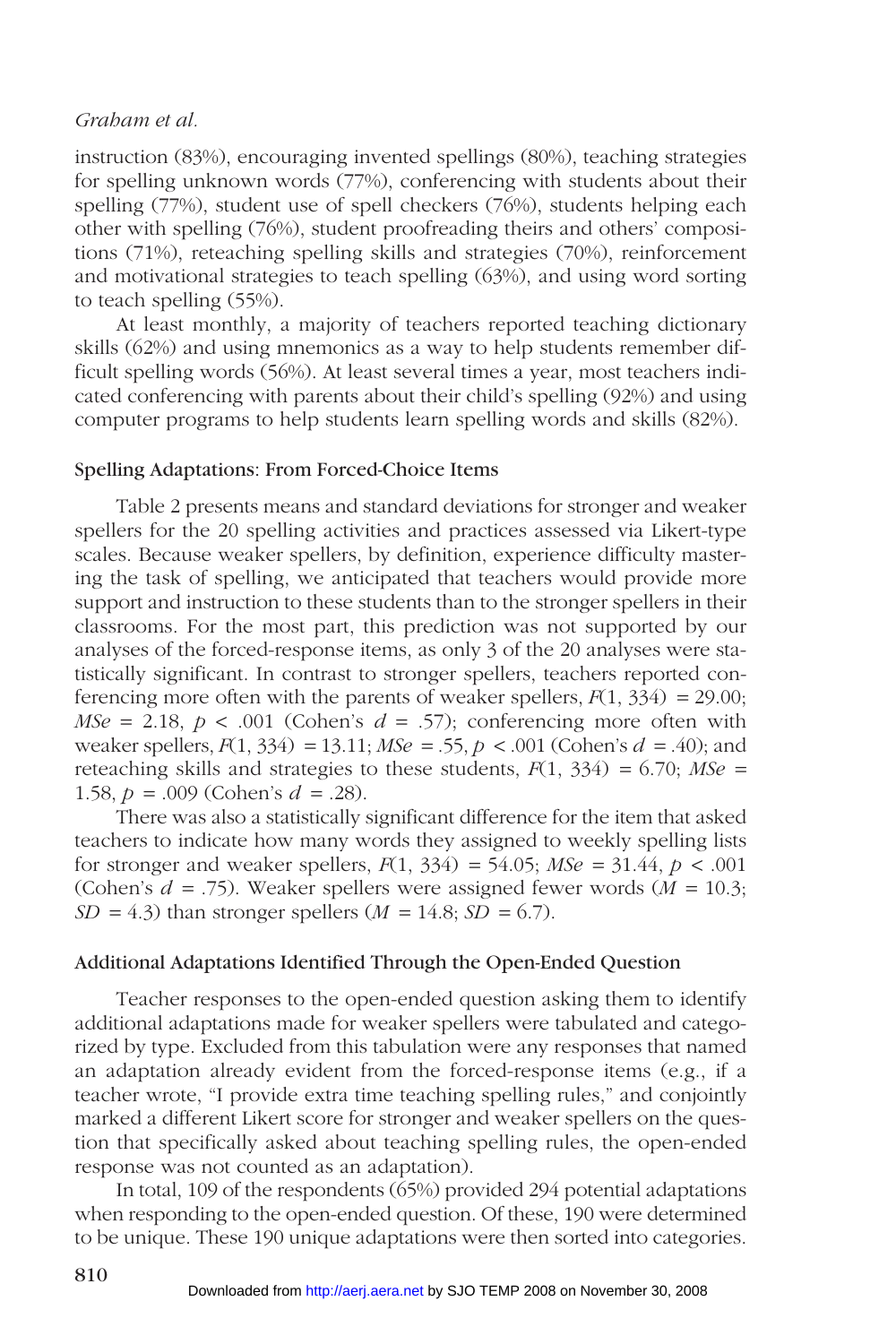instruction (83%), encouraging invented spellings (80%), teaching strategies for spelling unknown words (77%), conferencing with students about their spelling (77%), student use of spell checkers (76%), students helping each other with spelling (76%), student proofreading theirs and others' compositions (71%), reteaching spelling skills and strategies (70%), reinforcement and motivational strategies to teach spelling (63%), and using word sorting to teach spelling (55%).

At least monthly, a majority of teachers reported teaching dictionary skills (62%) and using mnemonics as a way to help students remember difficult spelling words (56%). At least several times a year, most teachers indicated conferencing with parents about their child's spelling (92%) and using computer programs to help students learn spelling words and skills (82%).

### Spelling Adaptations: From Forced-Choice Items

Table 2 presents means and standard deviations for stronger and weaker spellers for the 20 spelling activities and practices assessed via Likert-type scales. Because weaker spellers, by definition, experience difficulty mastering the task of spelling, we anticipated that teachers would provide more support and instruction to these students than to the stronger spellers in their classrooms. For the most part, this prediction was not supported by our analyses of the forced-response items, as only 3 of the 20 analyses were statistically significant. In contrast to stronger spellers, teachers reported conferencing more often with the parents of weaker spellers, $F(1, 334) = 29.00$; $MSe = 2.18$, $p < .001$ (Cohen's $d = .57$); conferencing more often with weaker spellers, $F(1, 334) = 13.11$; $MSe = .55$, $p < .001$ (Cohen's $d = .40$); and reteaching skills and strategies to these students, $F(1, 334) = 6.70$; $MSe = 1.58$, $p = .009$ (Cohen's $d = .28$).

There was also a statistically significant difference for the item that asked teachers to indicate how many words they assigned to weekly spelling lists for stronger and weaker spellers, $F(1, 334) = 54.05$; $MSe = 31.44$, $p < .001$ (Cohen's $d = .75$). Weaker spellers were assigned fewer words ($M = 10.3$; $SD = 4.3$) than stronger spellers ($M = 14.8$; $SD = 6.7$).

### Additional Adaptations Identified Through the Open-Ended Question

Teacher responses to the open-ended question asking them to identify additional adaptations made for weaker spellers were tabulated and categorized by type. Excluded from this tabulation were any responses that named an adaptation already evident from the forced-response items (e.g., if a teacher wrote, "I provide extra time teaching spelling rules," and conjointly marked a different Likert score for stronger and weaker spellers on the question that specifically asked about teaching spelling rules, the open-ended response was not counted as an adaptation).

In total, 109 of the respondents (65%) provided 294 potential adaptations when responding to the open-ended question. Of these, 190 were determined to be unique. These 190 unique adaptations were then sorted into categories.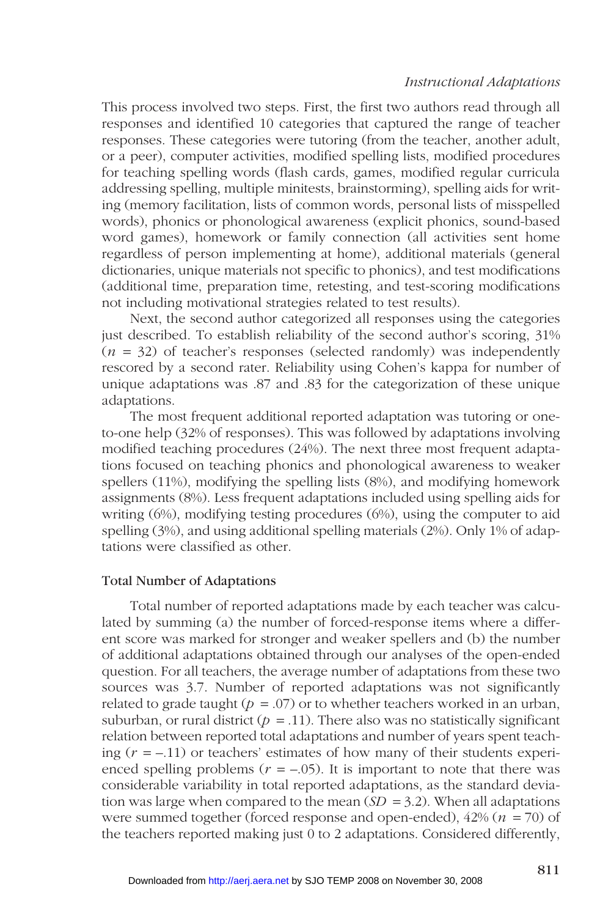This process involved two steps. First, the first two authors read through all responses and identified 10 categories that captured the range of teacher responses. These categories were tutoring (from the teacher, another adult, or a peer), computer activities, modified spelling lists, modified procedures for teaching spelling words (flash cards, games, modified regular curricula addressing spelling, multiple minitests, brainstorming), spelling aids for writing (memory facilitation, lists of common words, personal lists of misspelled words), phonics or phonological awareness (explicit phonics, sound-based word games), homework or family connection (all activities sent home regardless of person implementing at home), additional materials (general dictionaries, unique materials not specific to phonics), and test modifications (additional time, preparation time, retesting, and test-scoring modifications not including motivational strategies related to test results).

Next, the second author categorized all responses using the categories just described. To establish reliability of the second author's scoring, 31% ($n$ = 32) of teacher's responses (selected randomly) was independently rescored by a second rater. Reliability using Cohen's kappa for number of unique adaptations was .87 and .83 for the categorization of these unique adaptations.

The most frequent additional reported adaptation was tutoring or one-to-one help (32% of responses). This was followed by adaptations involving modified teaching procedures (24%). The next three most frequent adaptations focused on teaching phonics and phonological awareness to weaker spellers (11%), modifying the spelling lists (8%), and modifying homework assignments (8%). Less frequent adaptations included using spelling aids for writing (6%), modifying testing procedures (6%), using the computer to aid spelling (3%), and using additional spelling materials (2%). Only 1% of adaptations were classified as other.

### Total Number of Adaptations

Total number of reported adaptations made by each teacher was calculated by summing (a) the number of forced-response items where a different score was marked for stronger and weaker spellers and (b) the number of additional adaptations obtained through our analyses of the open-ended question. For all teachers, the average number of adaptations from these two sources was 3.7. Number of reported adaptations was not significantly related to grade taught ($p$ = .07) or to whether teachers worked in an urban, suburban, or rural district ($p$ = .11). There also was no statistically significant relation between reported total adaptations and number of years spent teaching ($r$ = –.11) or teachers' estimates of how many of their students experienced spelling problems ($r$ = –.05). It is important to note that there was considerable variability in total reported adaptations, as the standard deviation was large when compared to the mean ($SD$ = 3.2). When all adaptations were summed together (forced response and open-ended), 42% ($n$ = 70) of the teachers reported making just 0 to 2 adaptations. Considered differently,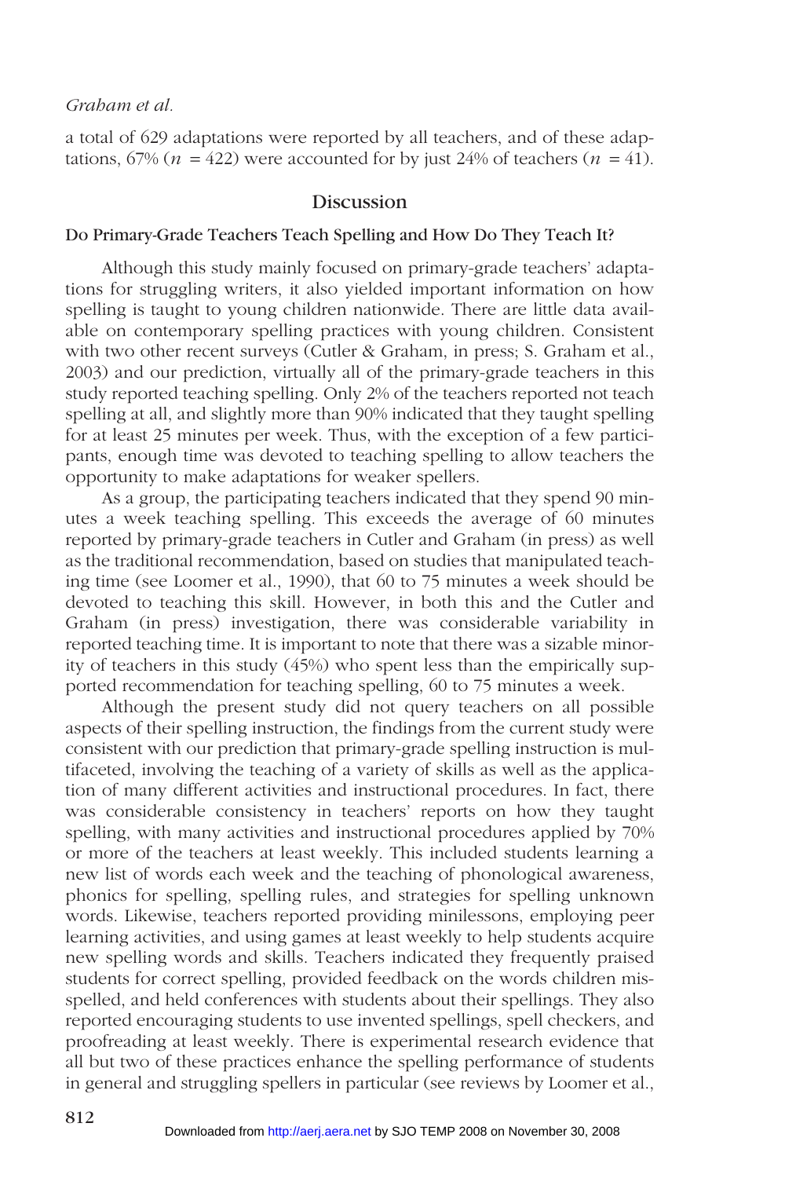a total of 629 adaptations were reported by all teachers, and of these adaptations, 67% (*n* = 422) were accounted for by just 24% of teachers (*n* = 41).

## Discussion

### Do Primary-Grade Teachers Teach Spelling and How Do They Teach It?

Although this study mainly focused on primary-grade teachers' adaptations for struggling writers, it also yielded important information on how spelling is taught to young children nationwide. There are little data available on contemporary spelling practices with young children. Consistent with two other recent surveys (Cutler & Graham, in press; S. Graham et al., 2003) and our prediction, virtually all of the primary-grade teachers in this study reported teaching spelling. Only 2% of the teachers reported not teach spelling at all, and slightly more than 90% indicated that they taught spelling for at least 25 minutes per week. Thus, with the exception of a few participants, enough time was devoted to teaching spelling to allow teachers the opportunity to make adaptations for weaker spellers.

As a group, the participating teachers indicated that they spend 90 minutes a week teaching spelling. This exceeds the average of 60 minutes reported by primary-grade teachers in Cutler and Graham (in press) as well as the traditional recommendation, based on studies that manipulated teaching time (see Loomer et al., 1990), that 60 to 75 minutes a week should be devoted to teaching this skill. However, in both this and the Cutler and Graham (in press) investigation, there was considerable variability in reported teaching time. It is important to note that there was a sizable minority of teachers in this study (45%) who spent less than the empirically supported recommendation for teaching spelling, 60 to 75 minutes a week.

Although the present study did not query teachers on all possible aspects of their spelling instruction, the findings from the current study were consistent with our prediction that primary-grade spelling instruction is multifaceted, involving the teaching of a variety of skills as well as the application of many different activities and instructional procedures. In fact, there was considerable consistency in teachers' reports on how they taught spelling, with many activities and instructional procedures applied by 70% or more of the teachers at least weekly. This included students learning a new list of words each week and the teaching of phonological awareness, phonics for spelling, spelling rules, and strategies for spelling unknown words. Likewise, teachers reported providing minilessons, employing peer learning activities, and using games at least weekly to help students acquire new spelling words and skills. Teachers indicated they frequently praised students for correct spelling, provided feedback on the words children misspelled, and held conferences with students about their spellings. They also reported encouraging students to use invented spellings, spell checkers, and proofreading at least weekly. There is experimental research evidence that all but two of these practices enhance the spelling performance of students in general and struggling spellers in particular (see reviews by Loomer et al.,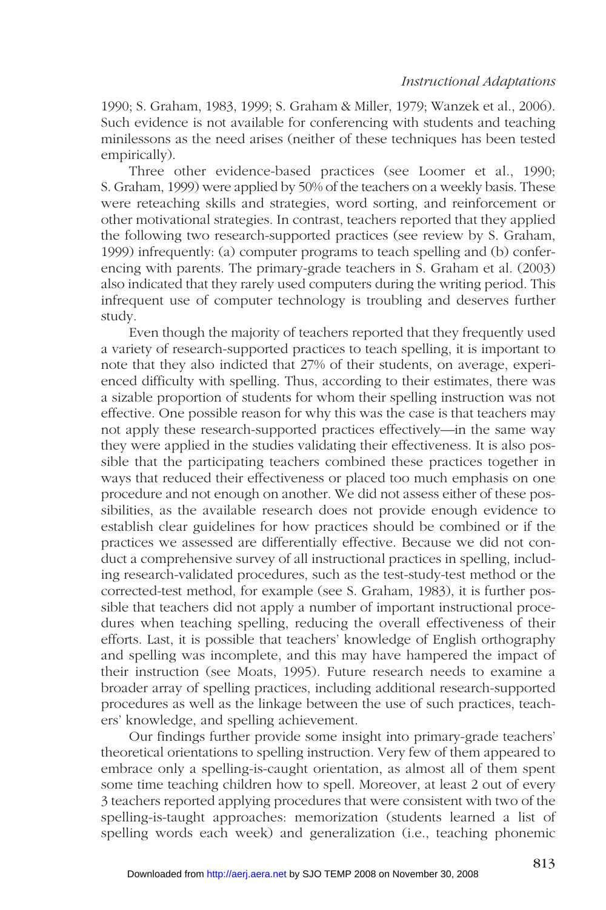1990; S. Graham, 1983, 1999; S. Graham & Miller, 1979; Wanzek et al., 2006). Such evidence is not available for conferencing with students and teaching minilessons as the need arises (neither of these techniques has been tested empirically).

Three other evidence-based practices (see Loomer et al., 1990; S. Graham, 1999) were applied by 50% of the teachers on a weekly basis. These were reteaching skills and strategies, word sorting, and reinforcement or other motivational strategies. In contrast, teachers reported that they applied the following two research-supported practices (see review by S. Graham, 1999) infrequently: (a) computer programs to teach spelling and (b) conferencing with parents. The primary-grade teachers in S. Graham et al. (2003) also indicated that they rarely used computers during the writing period. This infrequent use of computer technology is troubling and deserves further study.

Even though the majority of teachers reported that they frequently used a variety of research-supported practices to teach spelling, it is important to note that they also indicted that 27% of their students, on average, experienced difficulty with spelling. Thus, according to their estimates, there was a sizable proportion of students for whom their spelling instruction was not effective. One possible reason for why this was the case is that teachers may not apply these research-supported practices effectively—in the same way they were applied in the studies validating their effectiveness. It is also possible that the participating teachers combined these practices together in ways that reduced their effectiveness or placed too much emphasis on one procedure and not enough on another. We did not assess either of these possibilities, as the available research does not provide enough evidence to establish clear guidelines for how practices should be combined or if the practices we assessed are differentially effective. Because we did not conduct a comprehensive survey of all instructional practices in spelling, including research-validated procedures, such as the test-study-test method or the corrected-test method, for example (see S. Graham, 1983), it is further possible that teachers did not apply a number of important instructional procedures when teaching spelling, reducing the overall effectiveness of their efforts. Last, it is possible that teachers' knowledge of English orthography and spelling was incomplete, and this may have hampered the impact of their instruction (see Moats, 1995). Future research needs to examine a broader array of spelling practices, including additional research-supported procedures as well as the linkage between the use of such practices, teachers' knowledge, and spelling achievement.

Our findings further provide some insight into primary-grade teachers' theoretical orientations to spelling instruction. Very few of them appeared to embrace only a spelling-is-caught orientation, as almost all of them spent some time teaching children how to spell. Moreover, at least 2 out of every 3 teachers reported applying procedures that were consistent with two of the spelling-is-taught approaches: memorization (students learned a list of spelling words each week) and generalization (i.e., teaching phonemic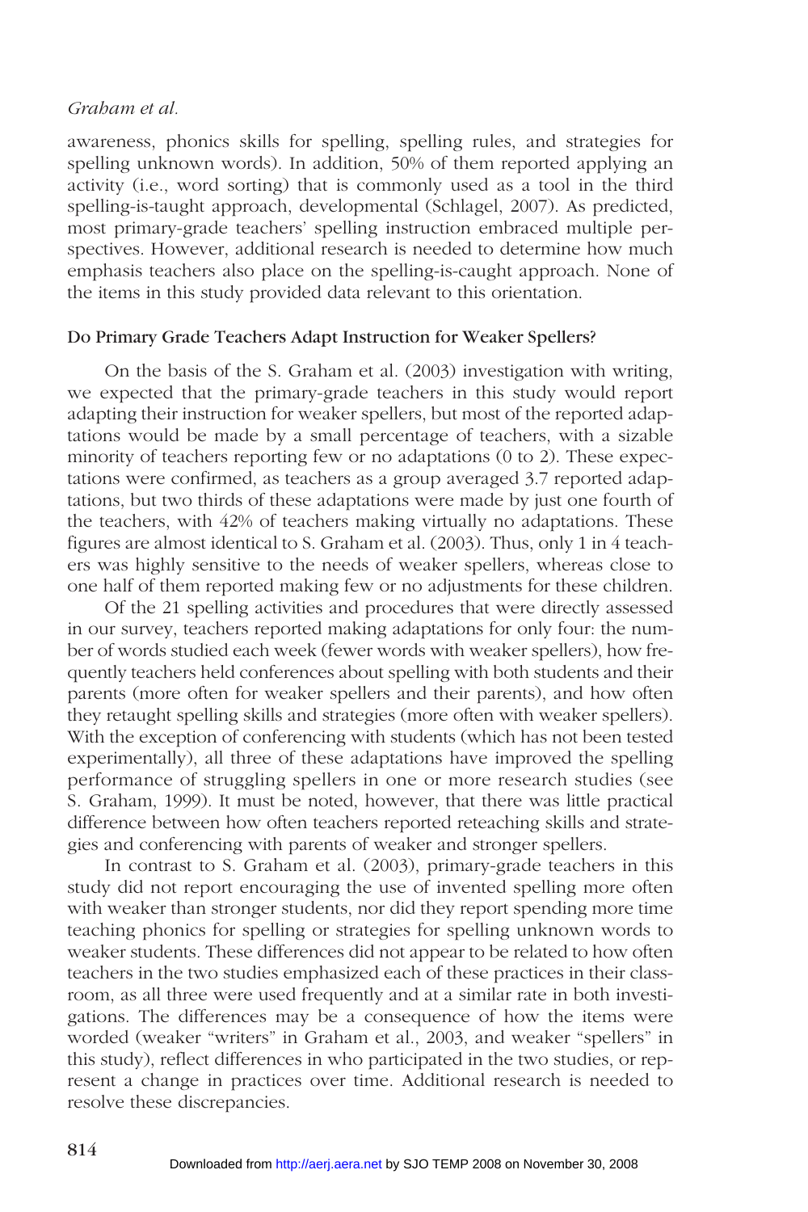awareness, phonics skills for spelling, spelling rules, and strategies for spelling unknown words). In addition, 50% of them reported applying an activity (i.e., word sorting) that is commonly used as a tool in the third spelling-is-taught approach, developmental (Schlagel, 2007). As predicted, most primary-grade teachers' spelling instruction embraced multiple perspectives. However, additional research is needed to determine how much emphasis teachers also place on the spelling-is-caught approach. None of the items in this study provided data relevant to this orientation.

### Do Primary Grade Teachers Adapt Instruction for Weaker Spellers?

On the basis of the S. Graham et al. (2003) investigation with writing, we expected that the primary-grade teachers in this study would report adapting their instruction for weaker spellers, but most of the reported adaptations would be made by a small percentage of teachers, with a sizable minority of teachers reporting few or no adaptations (0 to 2). These expectations were confirmed, as teachers as a group averaged 3.7 reported adaptations, but two thirds of these adaptations were made by just one fourth of the teachers, with 42% of teachers making virtually no adaptations. These figures are almost identical to S. Graham et al. (2003). Thus, only 1 in 4 teachers was highly sensitive to the needs of weaker spellers, whereas close to one half of them reported making few or no adjustments for these children.

Of the 21 spelling activities and procedures that were directly assessed in our survey, teachers reported making adaptations for only four: the number of words studied each week (fewer words with weaker spellers), how frequently teachers held conferences about spelling with both students and their parents (more often for weaker spellers and their parents), and how often they retaught spelling skills and strategies (more often with weaker spellers). With the exception of conferencing with students (which has not been tested experimentally), all three of these adaptations have improved the spelling performance of struggling spellers in one or more research studies (see S. Graham, 1999). It must be noted, however, that there was little practical difference between how often teachers reported reteaching skills and strategies and conferencing with parents of weaker and stronger spellers.

In contrast to S. Graham et al. (2003), primary-grade teachers in this study did not report encouraging the use of invented spelling more often with weaker than stronger students, nor did they report spending more time teaching phonics for spelling or strategies for spelling unknown words to weaker students. These differences did not appear to be related to how often teachers in the two studies emphasized each of these practices in their classroom, as all three were used frequently and at a similar rate in both investigations. The differences may be a consequence of how the items were worded (weaker "writers" in Graham et al., 2003, and weaker "spellers" in this study), reflect differences in who participated in the two studies, or represent a change in practices over time. Additional research is needed to resolve these discrepancies.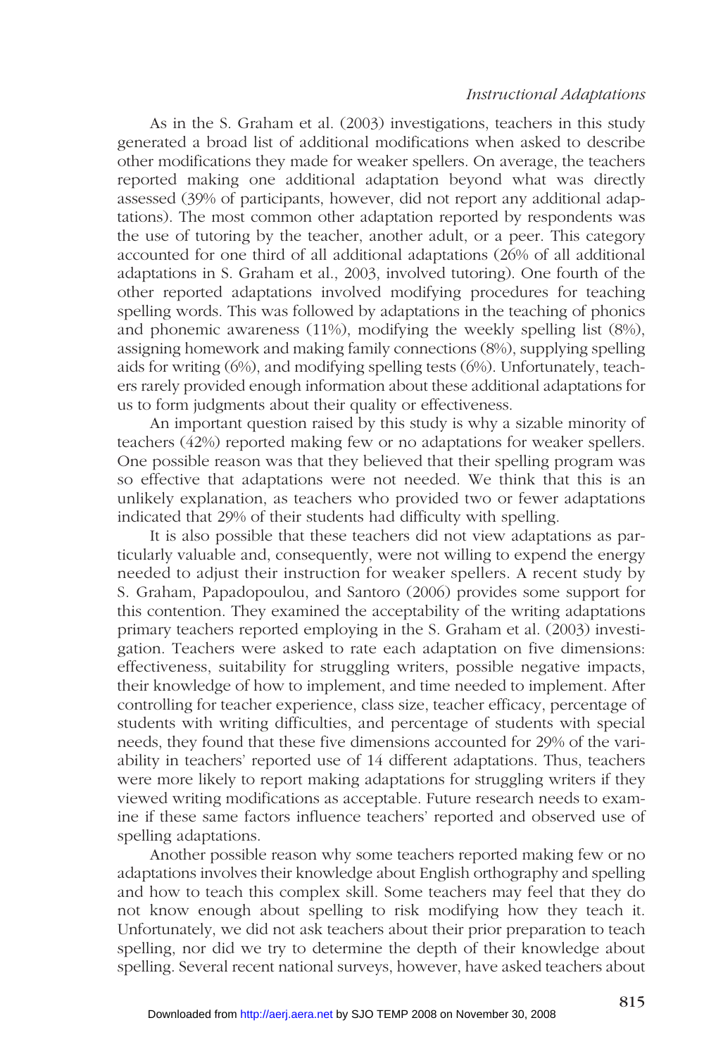As in the S. Graham et al. (2003) investigations, teachers in this study generated a broad list of additional modifications when asked to describe other modifications they made for weaker spellers. On average, the teachers reported making one additional adaptation beyond what was directly assessed (39% of participants, however, did not report any additional adaptations). The most common other adaptation reported by respondents was the use of tutoring by the teacher, another adult, or a peer. This category accounted for one third of all additional adaptations (26% of all additional adaptations in S. Graham et al., 2003, involved tutoring). One fourth of the other reported adaptations involved modifying procedures for teaching spelling words. This was followed by adaptations in the teaching of phonics and phonemic awareness (11%), modifying the weekly spelling list (8%), assigning homework and making family connections (8%), supplying spelling aids for writing (6%), and modifying spelling tests (6%). Unfortunately, teachers rarely provided enough information about these additional adaptations for us to form judgments about their quality or effectiveness.

An important question raised by this study is why a sizable minority of teachers (42%) reported making few or no adaptations for weaker spellers. One possible reason was that they believed that their spelling program was so effective that adaptations were not needed. We think that this is an unlikely explanation, as teachers who provided two or fewer adaptations indicated that 29% of their students had difficulty with spelling.

It is also possible that these teachers did not view adaptations as particularly valuable and, consequently, were not willing to expend the energy needed to adjust their instruction for weaker spellers. A recent study by S. Graham, Papadopoulou, and Santoro (2006) provides some support for this contention. They examined the acceptability of the writing adaptations primary teachers reported employing in the S. Graham et al. (2003) investigation. Teachers were asked to rate each adaptation on five dimensions: effectiveness, suitability for struggling writers, possible negative impacts, their knowledge of how to implement, and time needed to implement. After controlling for teacher experience, class size, teacher efficacy, percentage of students with writing difficulties, and percentage of students with special needs, they found that these five dimensions accounted for 29% of the variability in teachers' reported use of 14 different adaptations. Thus, teachers were more likely to report making adaptations for struggling writers if they viewed writing modifications as acceptable. Future research needs to examine if these same factors influence teachers' reported and observed use of spelling adaptations.

Another possible reason why some teachers reported making few or no adaptations involves their knowledge about English orthography and spelling and how to teach this complex skill. Some teachers may feel that they do not know enough about spelling to risk modifying how they teach it. Unfortunately, we did not ask teachers about their prior preparation to teach spelling, nor did we try to determine the depth of their knowledge about spelling. Several recent national surveys, however, have asked teachers about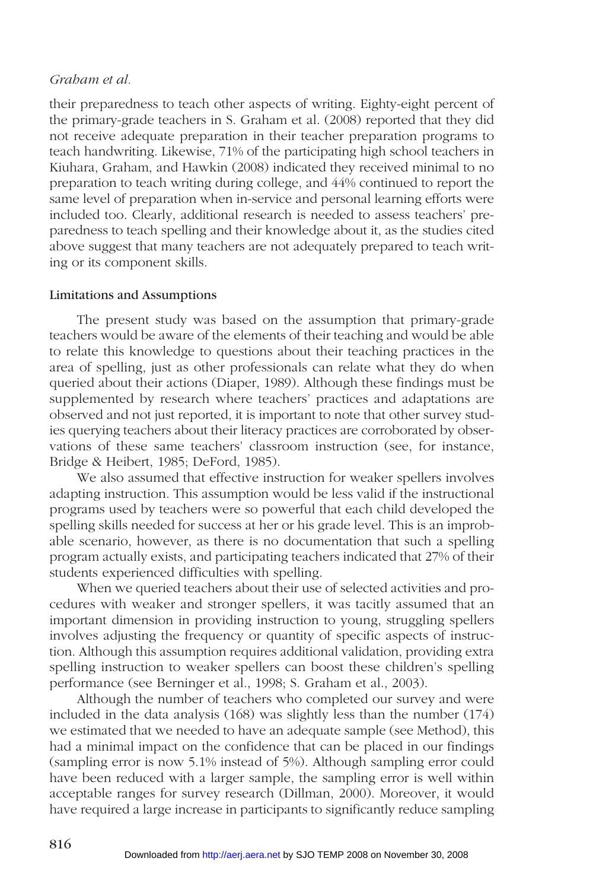their preparedness to teach other aspects of writing. Eighty-eight percent of the primary-grade teachers in S. Graham et al. (2008) reported that they did not receive adequate preparation in their teacher preparation programs to teach handwriting. Likewise, 71% of the participating high school teachers in Kiuhara, Graham, and Hawkin (2008) indicated they received minimal to no preparation to teach writing during college, and 44% continued to report the same level of preparation when in-service and personal learning efforts were included too. Clearly, additional research is needed to assess teachers' preparedness to teach spelling and their knowledge about it, as the studies cited above suggest that many teachers are not adequately prepared to teach writing or its component skills.

### Limitations and Assumptions

The present study was based on the assumption that primary-grade teachers would be aware of the elements of their teaching and would be able to relate this knowledge to questions about their teaching practices in the area of spelling, just as other professionals can relate what they do when queried about their actions (Diaper, 1989). Although these findings must be supplemented by research where teachers' practices and adaptations are observed and not just reported, it is important to note that other survey studies querying teachers about their literacy practices are corroborated by observations of these same teachers' classroom instruction (see, for instance, Bridge & Heibert, 1985; DeFord, 1985).

We also assumed that effective instruction for weaker spellers involves adapting instruction. This assumption would be less valid if the instructional programs used by teachers were so powerful that each child developed the spelling skills needed for success at her or his grade level. This is an improbable scenario, however, as there is no documentation that such a spelling program actually exists, and participating teachers indicated that 27% of their students experienced difficulties with spelling.

When we queried teachers about their use of selected activities and procedures with weaker and stronger spellers, it was tacitly assumed that an important dimension in providing instruction to young, struggling spellers involves adjusting the frequency or quantity of specific aspects of instruction. Although this assumption requires additional validation, providing extra spelling instruction to weaker spellers can boost these children's spelling performance (see Berninger et al., 1998; S. Graham et al., 2003).

Although the number of teachers who completed our survey and were included in the data analysis (168) was slightly less than the number (174) we estimated that we needed to have an adequate sample (see Method), this had a minimal impact on the confidence that can be placed in our findings (sampling error is now 5.1% instead of 5%). Although sampling error could have been reduced with a larger sample, the sampling error is well within acceptable ranges for survey research (Dillman, 2000). Moreover, it would have required a large increase in participants to significantly reduce sampling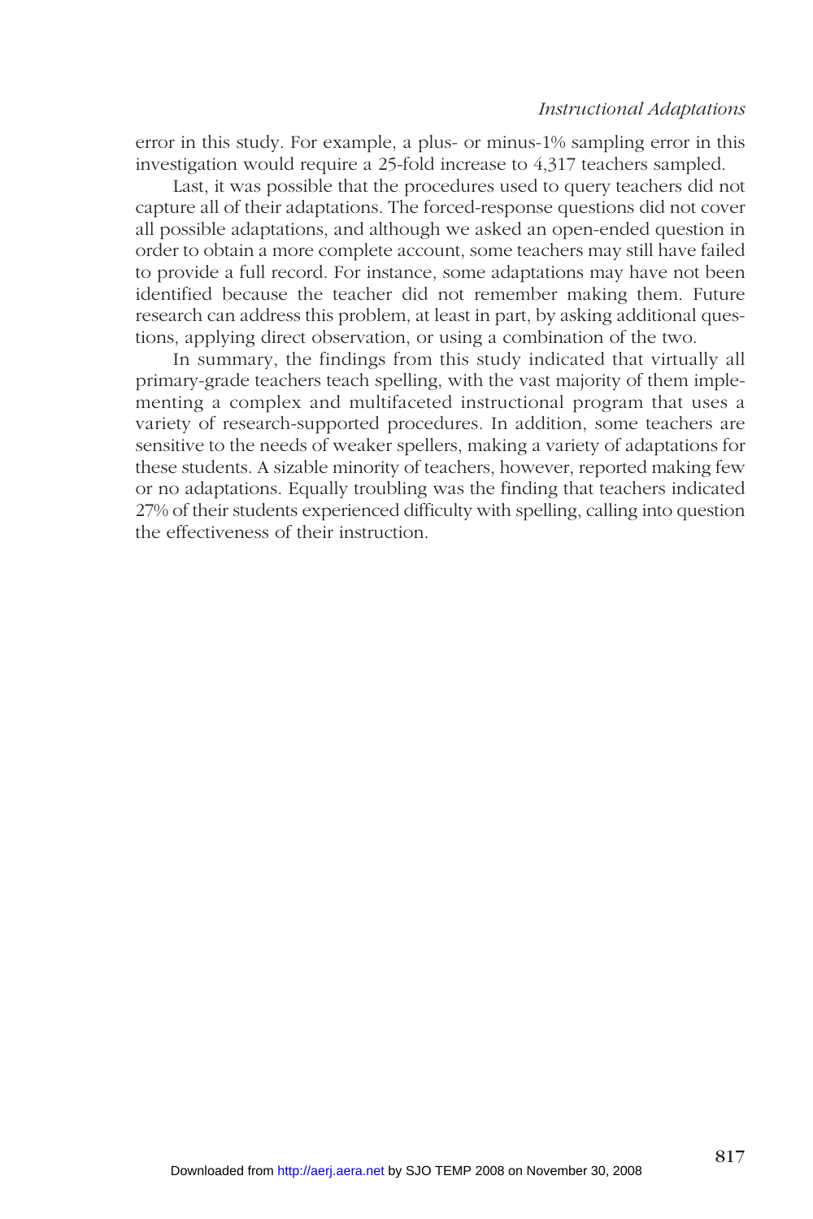error in this study. For example, a plus- or minus-1% sampling error in this investigation would require a 25-fold increase to 4,317 teachers sampled.

Last, it was possible that the procedures used to query teachers did not capture all of their adaptations. The forced-response questions did not cover all possible adaptations, and although we asked an open-ended question in order to obtain a more complete account, some teachers may still have failed to provide a full record. For instance, some adaptations may have not been identified because the teacher did not remember making them. Future research can address this problem, at least in part, by asking additional questions, applying direct observation, or using a combination of the two.

In summary, the findings from this study indicated that virtually all primary-grade teachers teach spelling, with the vast majority of them implementing a complex and multifaceted instructional program that uses a variety of research-supported procedures. In addition, some teachers are sensitive to the needs of weaker spellers, making a variety of adaptations for these students. A sizable minority of teachers, however, reported making few or no adaptations. Equally troubling was the finding that teachers indicated 27% of their students experienced difficulty with spelling, calling into question the effectiveness of their instruction.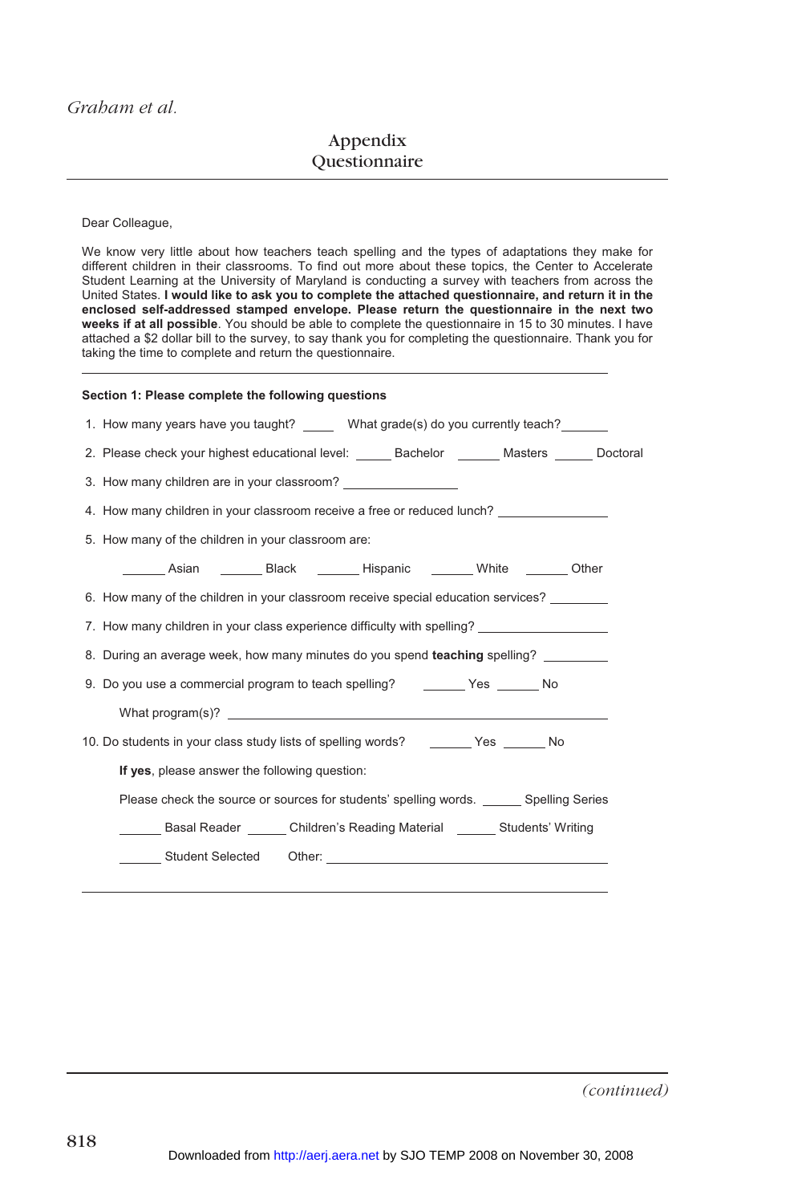# Appendix
## Questionnaire

Dear Colleague,

We know very little about how teachers teach spelling and the types of adaptations they make for different children in their classrooms. To find out more about these topics, the Center to Accelerate Student Learning at the University of Maryland is conducting a survey with teachers from across the United States. **I would like to ask you to complete the attached questionnaire, and return it in the enclosed self-addressed stamped envelope. Please return the questionnaire in the next two weeks if at all possible**. You should be able to complete the questionnaire in 15 to 30 minutes. I have attached a $2 dollar bill to the survey, to say thank you for completing the questionnaire. Thank you for taking the time to complete and return the questionnaire.

---

**Section 1: Please complete the following questions**

1. How many years have you taught? _____ What grade(s) do you currently teach? _______
2. Please check your highest educational level: _____ Bachelor ______ Masters _____ Doctoral
3. How many children are in your classroom? ________________
4. How many children in your classroom receive a free or reduced lunch? ________________
5. How many of the children in your classroom are:

   ______ Asian ______ Black ______ Hispanic ______ White ______ Other

6. How many of the children in your classroom receive special education services? ________
7. How many children in your class experience difficulty with spelling? __________________
8. During an average week, how many minutes do you spend **teaching** spelling? _________
9. Do you use a commercial program to teach spelling? ______ Yes ______ No

   What program(s)? ______________________________________________

10. Do students in your class study lists of spelling words? ______ Yes ______ No

    **If yes**, please answer the following question:

    Please check the source or sources for students' spelling words. _____ Spelling Series

    ______ Basal Reader _____ Children's Reading Material _____ Students' Writing

    ______ Student Selected Other: ______________________________________

---

*(continued)*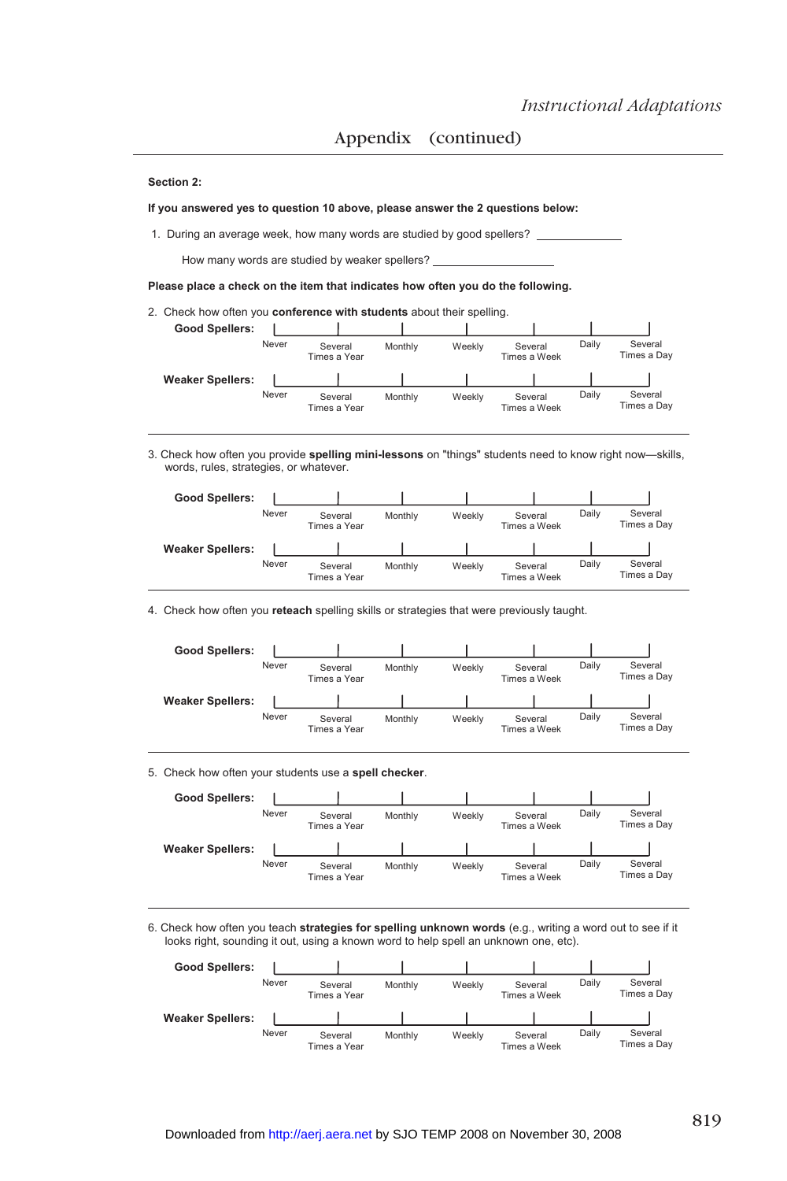## Appendix (continued)

**Section 2:**

**If you answered yes to question 10 above, please answer the 2 questions below:**

1. During an average week, how many words are studied by good spellers? ____________

   How many words are studied by weaker spellers? ________________

**Please place a check on the item that indicates how often you do the following.**

2. Check how often you **conference with students** about their spelling.

**Good Spellers:** Never | Several Times a Year | Monthly | Weekly | Several Times a Week | Daily | Several Times a Day

**Weaker Spellers:** Never | Several Times a Year | Monthly | Weekly | Several Times a Week | Daily | Several Times a Day

3. Check how often you provide **spelling mini-lessons** on "things" students need to know right now—skills, words, rules, strategies, or whatever.

**Good Spellers:** Never | Several Times a Year | Monthly | Weekly | Several Times a Week | Daily | Several Times a Day

**Weaker Spellers:** Never | Several Times a Year | Monthly | Weekly | Several Times a Week | Daily | Several Times a Day

4. Check how often you **reteach** spelling skills or strategies that were previously taught.

**Good Spellers:** Never | Several Times a Year | Monthly | Weekly | Several Times a Week | Daily | Several Times a Day

**Weaker Spellers:** Never | Several Times a Year | Monthly | Weekly | Several Times a Week | Daily | Several Times a Day

5. Check how often your students use a **spell checker**.

**Good Spellers:** Never | Several Times a Year | Monthly | Weekly | Several Times a Week | Daily | Several Times a Day

**Weaker Spellers:** Never | Several Times a Year | Monthly | Weekly | Several Times a Week | Daily | Several Times a Day

6. Check how often you teach **strategies for spelling unknown words** (e.g., writing a word out to see if it looks right, sounding it out, using a known word to help spell an unknown one, etc).

**Good Spellers:** Never | Several Times a Year | Monthly | Weekly | Several Times a Week | Daily | Several Times a Day

**Weaker Spellers:** Never | Several Times a Year | Monthly | Weekly | Several Times a Week | Daily | Several Times a Day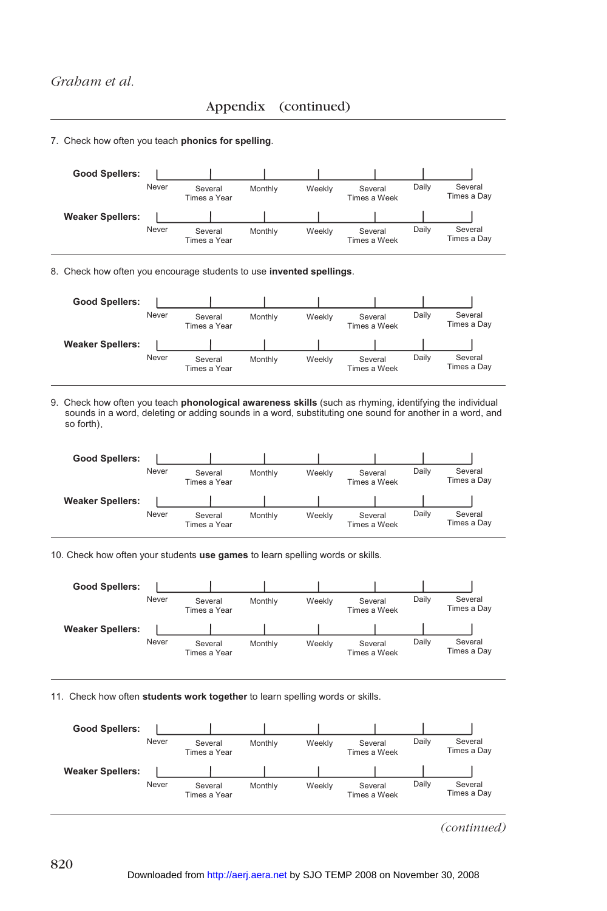## Appendix (continued)

7. Check how often you teach **phonics for spelling**.

**Good Spellers:** Never | Several Times a Year | Monthly | Weekly | Several Times a Week | Daily | Several Times a Day

**Weaker Spellers:** Never | Several Times a Year | Monthly | Weekly | Several Times a Week | Daily | Several Times a Day

8. Check how often you encourage students to use **invented spellings**.

**Good Spellers:** Never | Several Times a Year | Monthly | Weekly | Several Times a Week | Daily | Several Times a Day

**Weaker Spellers:** Never | Several Times a Year | Monthly | Weekly | Several Times a Week | Daily | Several Times a Day

9. Check how often you teach **phonological awareness skills** (such as rhyming, identifying the individual sounds in a word, deleting or adding sounds in a word, substituting one sound for another in a word, and so forth).

**Good Spellers:** Never | Several Times a Year | Monthly | Weekly | Several Times a Week | Daily | Several Times a Day

**Weaker Spellers:** Never | Several Times a Year | Monthly | Weekly | Several Times a Week | Daily | Several Times a Day

10. Check how often your students **use games** to learn spelling words or skills.

**Good Spellers:** Never | Several Times a Year | Monthly | Weekly | Several Times a Week | Daily | Several Times a Day

**Weaker Spellers:** Never | Several Times a Year | Monthly | Weekly | Several Times a Week | Daily | Several Times a Day

11. Check how often **students work together** to learn spelling words or skills.

**Good Spellers:** Never | Several Times a Year | Monthly | Weekly | Several Times a Week | Daily | Several Times a Day

**Weaker Spellers:** Never | Several Times a Year | Monthly | Weekly | Several Times a Week | Daily | Several Times a Day

*(continued)*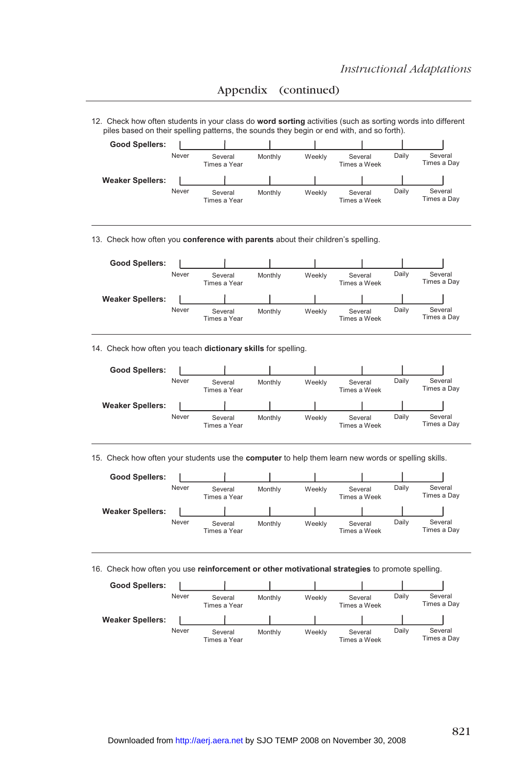## Appendix (continued)

12. Check how often students in your class do **word sorting** activities (such as sorting words into different piles based on their spelling patterns, the sounds they begin or end with, and so forth).

**Good Spellers:**

| Never | Several Times a Year | Monthly | Weekly | Several Times a Week | Daily | Several Times a Day |
|---|---|---|---|---|---|---|

**Weaker Spellers:**

| Never | Several Times a Year | Monthly | Weekly | Several Times a Week | Daily | Several Times a Day |
|---|---|---|---|---|---|---|

---

13. Check how often you **conference with parents** about their children's spelling.

**Good Spellers:**

| Never | Several Times a Year | Monthly | Weekly | Several Times a Week | Daily | Several Times a Day |
|---|---|---|---|---|---|---|

**Weaker Spellers:**

| Never | Several Times a Year | Monthly | Weekly | Several Times a Week | Daily | Several Times a Day |
|---|---|---|---|---|---|---|

---

14. Check how often you teach **dictionary skills** for spelling.

**Good Spellers:**

| Never | Several Times a Year | Monthly | Weekly | Several Times a Week | Daily | Several Times a Day |
|---|---|---|---|---|---|---|

**Weaker Spellers:**

| Never | Several Times a Year | Monthly | Weekly | Several Times a Week | Daily | Several Times a Day |
|---|---|---|---|---|---|---|

---

15. Check how often your students use the **computer** to help them learn new words or spelling skills.

**Good Spellers:**

| Never | Several Times a Year | Monthly | Weekly | Several Times a Week | Daily | Several Times a Day |
|---|---|---|---|---|---|---|

**Weaker Spellers:**

| Never | Several Times a Year | Monthly | Weekly | Several Times a Week | Daily | Several Times a Day |
|---|---|---|---|---|---|---|

---

16. Check how often you use **reinforcement or other motivational strategies** to promote spelling.

**Good Spellers:**

| Never | Several Times a Year | Monthly | Weekly | Several Times a Week | Daily | Several Times a Day |
|---|---|---|---|---|---|---|

**Weaker Spellers:**

| Never | Several Times a Year | Monthly | Weekly | Several Times a Week | Daily | Several Times a Day |
|---|---|---|---|---|---|---|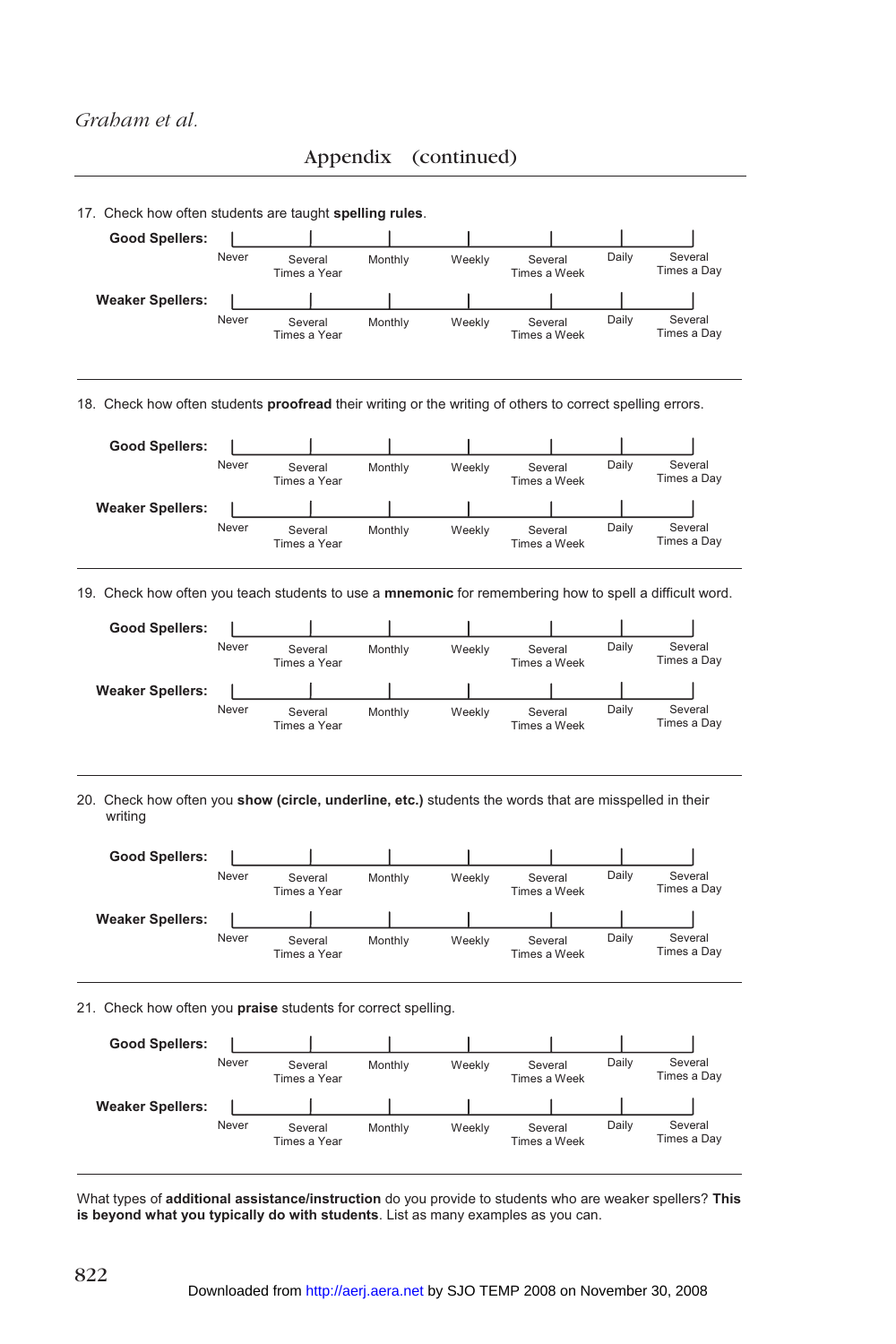## Appendix (continued)

17. Check how often students are taught **spelling rules**.

**Good Spellers:** Never | Several Times a Year | Monthly | Weekly | Several Times a Week | Daily | Several Times a Day

**Weaker Spellers:** Never | Several Times a Year | Monthly | Weekly | Several Times a Week | Daily | Several Times a Day

---

18. Check how often students **proofread** their writing or the writing of others to correct spelling errors.

**Good Spellers:** Never | Several Times a Year | Monthly | Weekly | Several Times a Week | Daily | Several Times a Day

**Weaker Spellers:** Never | Several Times a Year | Monthly | Weekly | Several Times a Week | Daily | Several Times a Day

---

19. Check how often you teach students to use a **mnemonic** for remembering how to spell a difficult word.

**Good Spellers:** Never | Several Times a Year | Monthly | Weekly | Several Times a Week | Daily | Several Times a Day

**Weaker Spellers:** Never | Several Times a Year | Monthly | Weekly | Several Times a Week | Daily | Several Times a Day

---

20. Check how often you **show (circle, underline, etc.)** students the words that are misspelled in their writing

**Good Spellers:** Never | Several Times a Year | Monthly | Weekly | Several Times a Week | Daily | Several Times a Day

**Weaker Spellers:** Never | Several Times a Year | Monthly | Weekly | Several Times a Week | Daily | Several Times a Day

---

21. Check how often you **praise** students for correct spelling.

**Good Spellers:** Never | Several Times a Year | Monthly | Weekly | Several Times a Week | Daily | Several Times a Day

**Weaker Spellers:** Never | Several Times a Year | Monthly | Weekly | Several Times a Week | Daily | Several Times a Day

---

What types of **additional assistance/instruction** do you provide to students who are weaker spellers? **This is beyond what you typically do with students**. List as many examples as you can.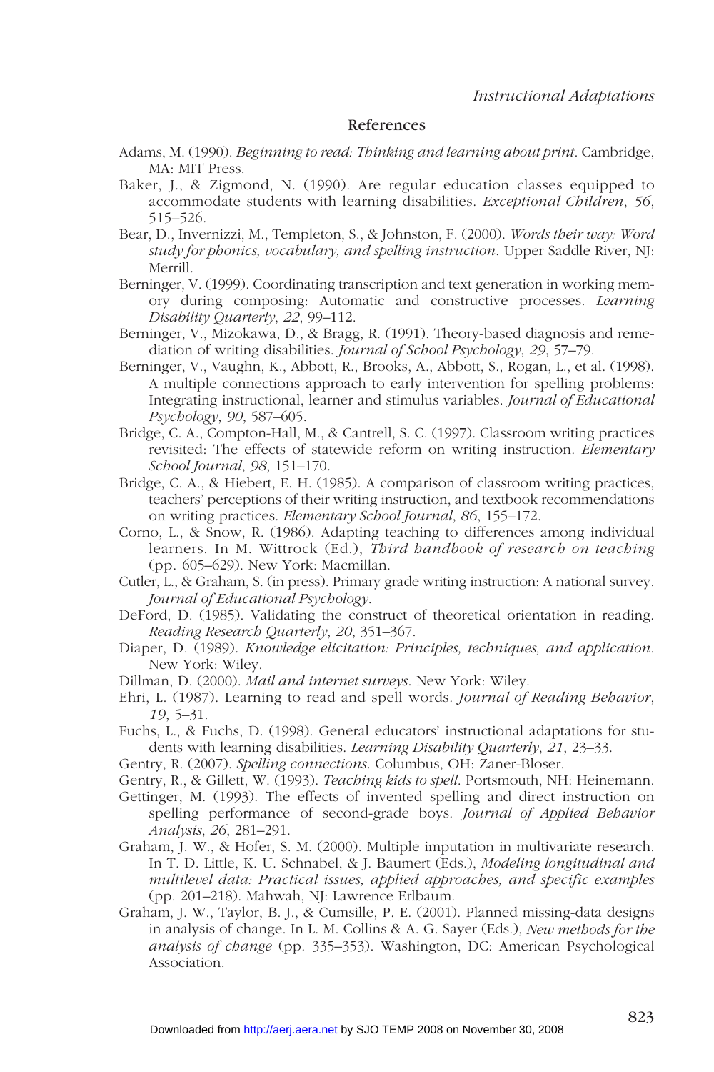## References

Adams, M. (1990). *Beginning to read: Thinking and learning about print*. Cambridge, MA: MIT Press.

Baker, J., & Zigmond, N. (1990). Are regular education classes equipped to accommodate students with learning disabilities. *Exceptional Children*, *56*, 515–526.

Bear, D., Invernizzi, M., Templeton, S., & Johnston, F. (2000). *Words their way: Word study for phonics, vocabulary, and spelling instruction*. Upper Saddle River, NJ: Merrill.

Berninger, V. (1999). Coordinating transcription and text generation in working memory during composing: Automatic and constructive processes. *Learning Disability Quarterly*, *22*, 99–112.

Berninger, V., Mizokawa, D., & Bragg, R. (1991). Theory-based diagnosis and remediation of writing disabilities. *Journal of School Psychology*, *29*, 57–79.

Berninger, V., Vaughn, K., Abbott, R., Brooks, A., Abbott, S., Rogan, L., et al. (1998). A multiple connections approach to early intervention for spelling problems: Integrating instructional, learner and stimulus variables. *Journal of Educational Psychology*, *90*, 587–605.

Bridge, C. A., Compton-Hall, M., & Cantrell, S. C. (1997). Classroom writing practices revisited: The effects of statewide reform on writing instruction. *Elementary School Journal*, *98*, 151–170.

Bridge, C. A., & Hiebert, E. H. (1985). A comparison of classroom writing practices, teachers' perceptions of their writing instruction, and textbook recommendations on writing practices. *Elementary School Journal*, *86*, 155–172.

Corno, L., & Snow, R. (1986). Adapting teaching to differences among individual learners. In M. Wittrock (Ed.), *Third handbook of research on teaching* (pp. 605–629). New York: Macmillan.

Cutler, L., & Graham, S. (in press). Primary grade writing instruction: A national survey. *Journal of Educational Psychology*.

DeFord, D. (1985). Validating the construct of theoretical orientation in reading. *Reading Research Quarterly*, *20*, 351–367.

Diaper, D. (1989). *Knowledge elicitation: Principles, techniques, and application*. New York: Wiley.

Dillman, D. (2000). *Mail and internet surveys*. New York: Wiley.

Ehri, L. (1987). Learning to read and spell words. *Journal of Reading Behavior*, *19*, 5–31.

Fuchs, L., & Fuchs, D. (1998). General educators' instructional adaptations for students with learning disabilities. *Learning Disability Quarterly*, *21*, 23–33.

Gentry, R. (2007). *Spelling connections*. Columbus, OH: Zaner-Bloser.

Gentry, R., & Gillett, W. (1993). *Teaching kids to spell*. Portsmouth, NH: Heinemann.

Gettinger, M. (1993). The effects of invented spelling and direct instruction on spelling performance of second-grade boys. *Journal of Applied Behavior Analysis*, *26*, 281–291.

Graham, J. W., & Hofer, S. M. (2000). Multiple imputation in multivariate research. In T. D. Little, K. U. Schnabel, & J. Baumert (Eds.), *Modeling longitudinal and multilevel data: Practical issues, applied approaches, and specific examples* (pp. 201–218). Mahwah, NJ: Lawrence Erlbaum.

Graham, J. W., Taylor, B. J., & Cumsille, P. E. (2001). Planned missing-data designs in analysis of change. In L. M. Collins & A. G. Sayer (Eds.), *New methods for the analysis of change* (pp. 335–353). Washington, DC: American Psychological Association.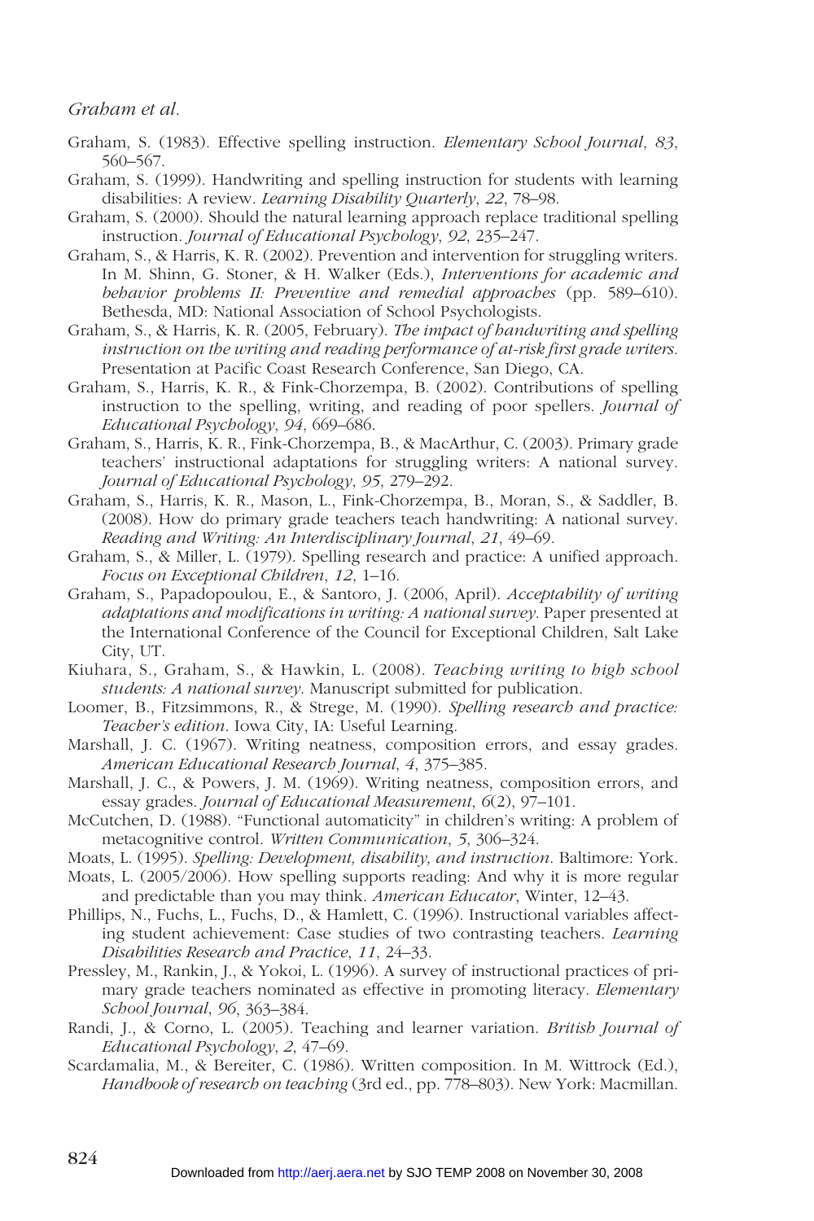Graham, S. (1983). Effective spelling instruction. *Elementary School Journal*, *83*, 560–567.

Graham, S. (1999). Handwriting and spelling instruction for students with learning disabilities: A review. *Learning Disability Quarterly*, *22*, 78–98.

Graham, S. (2000). Should the natural learning approach replace traditional spelling instruction. *Journal of Educational Psychology*, *92*, 235–247.

Graham, S., & Harris, K. R. (2002). Prevention and intervention for struggling writers. In M. Shinn, G. Stoner, & H. Walker (Eds.), *Interventions for academic and behavior problems II: Preventive and remedial approaches* (pp. 589–610). Bethesda, MD: National Association of School Psychologists.

Graham, S., & Harris, K. R. (2005, February). *The impact of handwriting and spelling instruction on the writing and reading performance of at-risk first grade writers*. Presentation at Pacific Coast Research Conference, San Diego, CA.

Graham, S., Harris, K. R., & Fink-Chorzempa, B. (2002). Contributions of spelling instruction to the spelling, writing, and reading of poor spellers. *Journal of Educational Psychology*, *94*, 669–686.

Graham, S., Harris, K. R., Fink-Chorzempa, B., & MacArthur, C. (2003). Primary grade teachers' instructional adaptations for struggling writers: A national survey. *Journal of Educational Psychology*, *95*, 279–292.

Graham, S., Harris, K. R., Mason, L., Fink-Chorzempa, B., Moran, S., & Saddler, B. (2008). How do primary grade teachers teach handwriting: A national survey. *Reading and Writing: An Interdisciplinary Journal*, *21*, 49–69.

Graham, S., & Miller, L. (1979). Spelling research and practice: A unified approach. *Focus on Exceptional Children*, *12*, 1–16.

Graham, S., Papadopoulou, E., & Santoro, J. (2006, April). *Acceptability of writing adaptations and modifications in writing: A national survey*. Paper presented at the International Conference of the Council for Exceptional Children, Salt Lake City, UT.

Kiuhara, S., Graham, S., & Hawkin, L. (2008). *Teaching writing to high school students: A national survey*. Manuscript submitted for publication.

Loomer, B., Fitzsimmons, R., & Strege, M. (1990). *Spelling research and practice: Teacher's edition*. Iowa City, IA: Useful Learning.

Marshall, J. C. (1967). Writing neatness, composition errors, and essay grades. *American Educational Research Journal*, *4*, 375–385.

Marshall, J. C., & Powers, J. M. (1969). Writing neatness, composition errors, and essay grades. *Journal of Educational Measurement*, *6*(2), 97–101.

McCutchen, D. (1988). "Functional automaticity" in children's writing: A problem of metacognitive control. *Written Communication*, *5*, 306–324.

Moats, L. (1995). *Spelling: Development, disability, and instruction*. Baltimore: York.

Moats, L. (2005/2006). How spelling supports reading: And why it is more regular and predictable than you may think. *American Educator*, Winter, 12–43.

Phillips, N., Fuchs, L., Fuchs, D., & Hamlett, C. (1996). Instructional variables affecting student achievement: Case studies of two contrasting teachers. *Learning Disabilities Research and Practice*, *11*, 24–33.

Pressley, M., Rankin, J., & Yokoi, L. (1996). A survey of instructional practices of primary grade teachers nominated as effective in promoting literacy. *Elementary School Journal*, *96*, 363–384.

Randi, J., & Corno, L. (2005). Teaching and learner variation. *British Journal of Educational Psychology*, *2*, 47–69.

Scardamalia, M., & Bereiter, C. (1986). Written composition. In M. Wittrock (Ed.), *Handbook of research on teaching* (3rd ed., pp. 778–803). New York: Macmillan.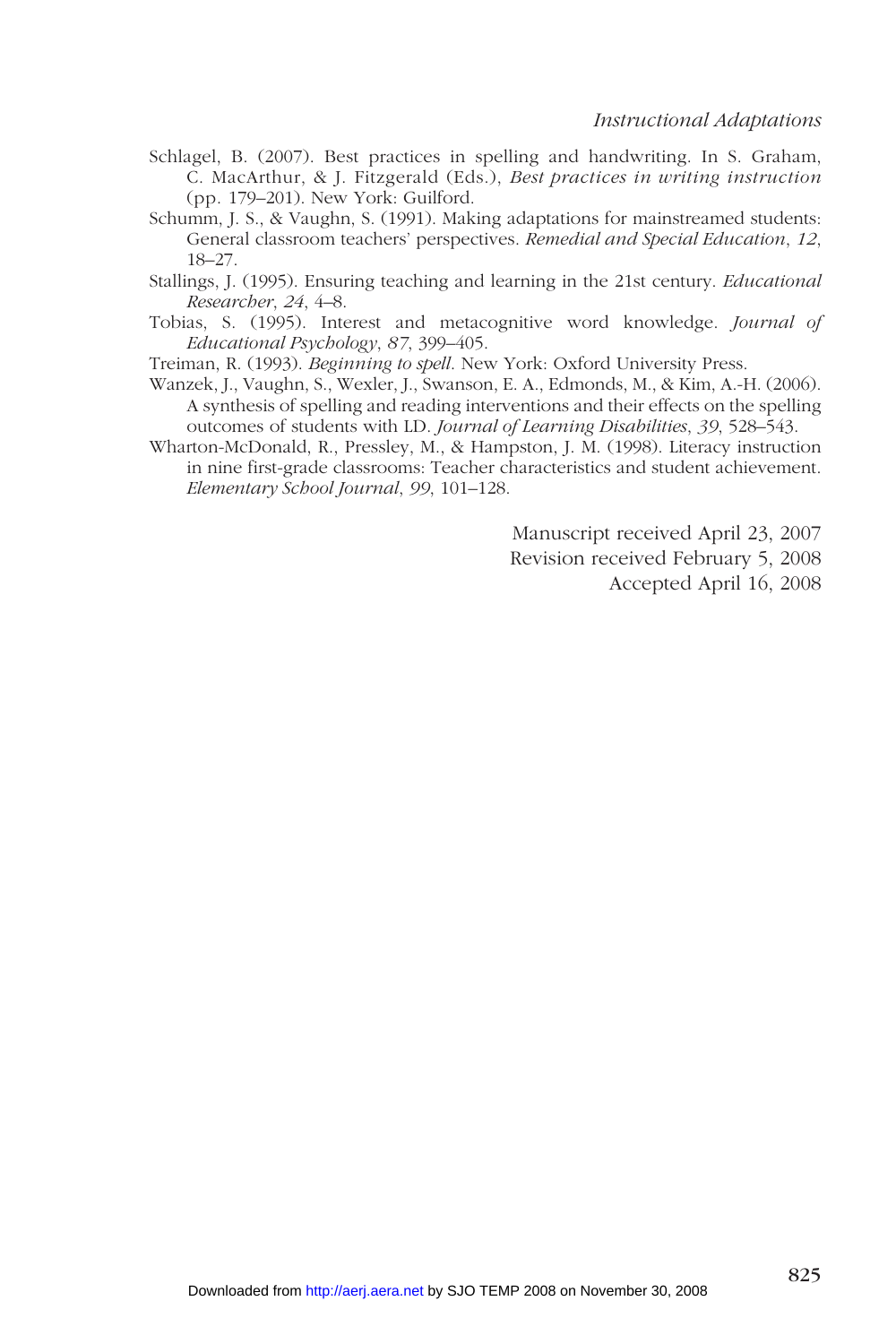Schlagel, B. (2007). Best practices in spelling and handwriting. In S. Graham, C. MacArthur, & J. Fitzgerald (Eds.), *Best practices in writing instruction* (pp. 179–201). New York: Guilford.

Schumm, J. S., & Vaughn, S. (1991). Making adaptations for mainstreamed students: General classroom teachers' perspectives. *Remedial and Special Education*, *12*, 18–27.

Stallings, J. (1995). Ensuring teaching and learning in the 21st century. *Educational Researcher*, *24*, 4–8.

Tobias, S. (1995). Interest and metacognitive word knowledge. *Journal of Educational Psychology*, *87*, 399–405.

Treiman, R. (1993). *Beginning to spell*. New York: Oxford University Press.

Wanzek, J., Vaughn, S., Wexler, J., Swanson, E. A., Edmonds, M., & Kim, A.-H. (2006). A synthesis of spelling and reading interventions and their effects on the spelling outcomes of students with LD. *Journal of Learning Disabilities*, *39*, 528–543.

Wharton-McDonald, R., Pressley, M., & Hampston, J. M. (1998). Literacy instruction in nine first-grade classrooms: Teacher characteristics and student achievement. *Elementary School Journal*, *99*, 101–128.

Manuscript received April 23, 2007
Revision received February 5, 2008
Accepted April 16, 2008